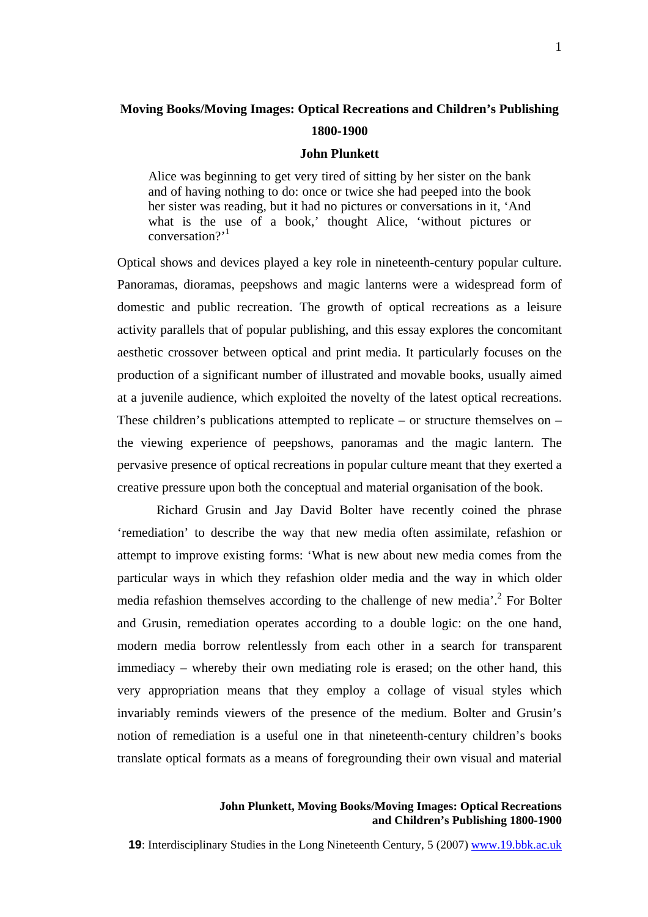# Moving Books/Moving Images: Optical Recreations and Children's Publishing 1800-1900

**John Plunkett**

> Alice was beginning to get very tired of sitting by her sister on the bank and of having nothing to do: once or twice she had peeped into the book her sister was reading, but it had no pictures or conversations in it, 'And what is the use of a book,' thought Alice, 'without pictures or conversation?'[1]

Optical shows and devices played a key role in nineteenth-century popular culture. Panoramas, dioramas, peepshows and magic lanterns were a widespread form of domestic and public recreation. The growth of optical recreations as a leisure activity parallels that of popular publishing, and this essay explores the concomitant aesthetic crossover between optical and print media. It particularly focuses on the production of a significant number of illustrated and movable books, usually aimed at a juvenile audience, which exploited the novelty of the latest optical recreations. These children's publications attempted to replicate – or structure themselves on – the viewing experience of peepshows, panoramas and the magic lantern. The pervasive presence of optical recreations in popular culture meant that they exerted a creative pressure upon both the conceptual and material organisation of the book.

Richard Grusin and Jay David Bolter have recently coined the phrase 'remediation' to describe the way that new media often assimilate, refashion or attempt to improve existing forms: 'What is new about new media comes from the particular ways in which they refashion older media and the way in which older media refashion themselves according to the challenge of new media'.[2] For Bolter and Grusin, remediation operates according to a double logic: on the one hand, modern media borrow relentlessly from each other in a search for transparent immediacy – whereby their own mediating role is erased; on the other hand, this very appropriation means that they employ a collage of visual styles which invariably reminds viewers of the presence of the medium. Bolter and Grusin's notion of remediation is a useful one in that nineteenth-century children's books translate optical formats as a means of foregrounding their own visual and material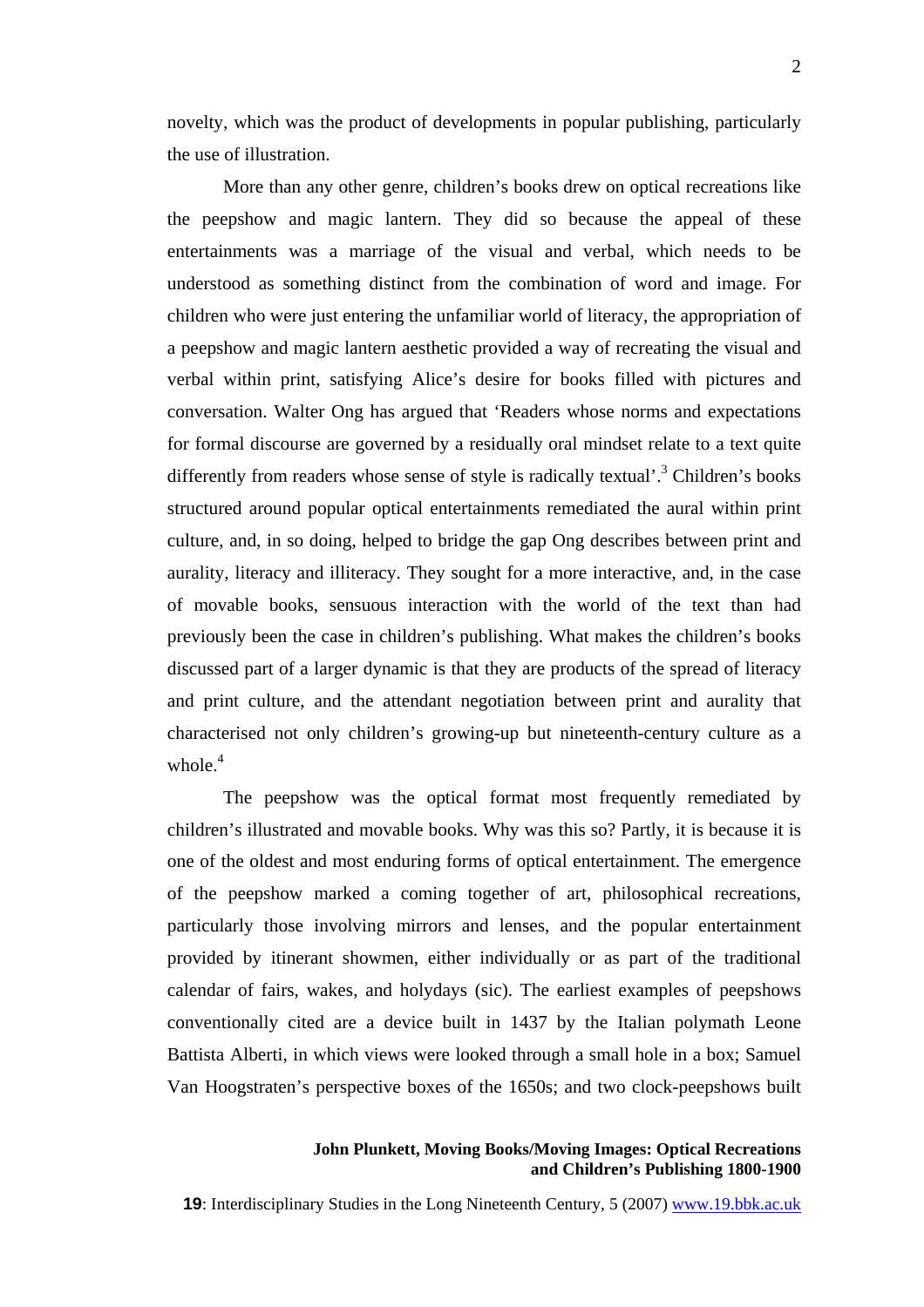novelty, which was the product of developments in popular publishing, particularly the use of illustration.

More than any other genre, children's books drew on optical recreations like the peepshow and magic lantern. They did so because the appeal of these entertainments was a marriage of the visual and verbal, which needs to be understood as something distinct from the combination of word and image. For children who were just entering the unfamiliar world of literacy, the appropriation of a peepshow and magic lantern aesthetic provided a way of recreating the visual and verbal within print, satisfying Alice's desire for books filled with pictures and conversation. Walter Ong has argued that 'Readers whose norms and expectations for formal discourse are governed by a residually oral mindset relate to a text quite differently from readers whose sense of style is radically textual'.[3] Children's books structured around popular optical entertainments remediated the aural within print culture, and, in so doing, helped to bridge the gap Ong describes between print and aurality, literacy and illiteracy. They sought for a more interactive, and, in the case of movable books, sensuous interaction with the world of the text than had previously been the case in children's publishing. What makes the children's books discussed part of a larger dynamic is that they are products of the spread of literacy and print culture, and the attendant negotiation between print and aurality that characterised not only children's growing-up but nineteenth-century culture as a whole.[4]

The peepshow was the optical format most frequently remediated by children's illustrated and movable books. Why was this so? Partly, it is because it is one of the oldest and most enduring forms of optical entertainment. The emergence of the peepshow marked a coming together of art, philosophical recreations, particularly those involving mirrors and lenses, and the popular entertainment provided by itinerant showmen, either individually or as part of the traditional calendar of fairs, wakes, and holydays (sic). The earliest examples of peepshows conventionally cited are a device built in 1437 by the Italian polymath Leone Battista Alberti, in which views were looked through a small hole in a box; Samuel Van Hoogstraten's perspective boxes of the 1650s; and two clock-peepshows built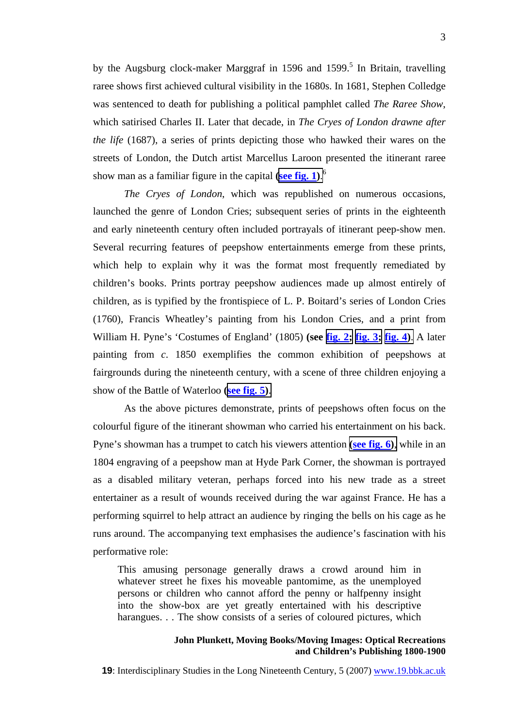by the Augsburg clock-maker Marggraf in 1596 and 1599.[5] In Britain, travelling raree shows first achieved cultural visibility in the 1680s. In 1681, Stephen Colledge was sentenced to death for publishing a political pamphlet called *The Raree Show*, which satirised Charles II. Later that decade, in *The Cryes of London drawne after the life* (1687), a series of prints depicting those who hawked their wares on the streets of London, the Dutch artist Marcellus Laroon presented the itinerant raree show man as a familiar figure in the capital **(see fig. 1)**.[6]

*The Cryes of London*, which was republished on numerous occasions, launched the genre of London Cries; subsequent series of prints in the eighteenth and early nineteenth century often included portrayals of itinerant peep-show men. Several recurring features of peepshow entertainments emerge from these prints, which help to explain why it was the format most frequently remediated by children's books. Prints portray peepshow audiences made up almost entirely of children, as is typified by the frontispiece of L. P. Boitard's series of London Cries (1760), Francis Wheatley's painting from his London Cries, and a print from William H. Pyne's 'Costumes of England' (1805) **(see fig. 2; fig. 3; fig. 4)**. A later painting from *c*. 1850 exemplifies the common exhibition of peepshows at fairgrounds during the nineteenth century, with a scene of three children enjoying a show of the Battle of Waterloo **(see fig. 5)**.

As the above pictures demonstrate, prints of peepshows often focus on the colourful figure of the itinerant showman who carried his entertainment on his back. Pyne's showman has a trumpet to catch his viewers attention **(see fig. 6)**, while in an 1804 engraving of a peepshow man at Hyde Park Corner, the showman is portrayed as a disabled military veteran, perhaps forced into his new trade as a street entertainer as a result of wounds received during the war against France. He has a performing squirrel to help attract an audience by ringing the bells on his cage as he runs around. The accompanying text emphasises the audience's fascination with his performative role:

> This amusing personage generally draws a crowd around him in whatever street he fixes his moveable pantomime, as the unemployed persons or children who cannot afford the penny or halfpenny insight into the show-box are yet greatly entertained with his descriptive harangues. . . The show consists of a series of coloured pictures, which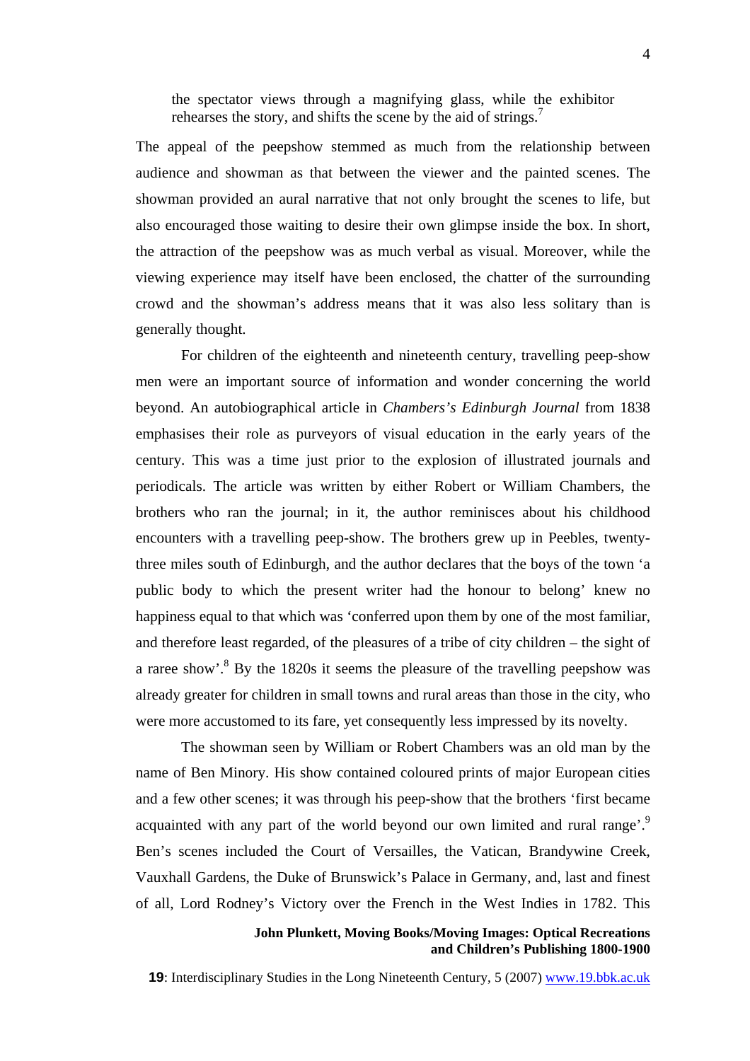> the spectator views through a magnifying glass, while the exhibitor rehearses the story, and shifts the scene by the aid of strings.[7]

The appeal of the peepshow stemmed as much from the relationship between audience and showman as that between the viewer and the painted scenes. The showman provided an aural narrative that not only brought the scenes to life, but also encouraged those waiting to desire their own glimpse inside the box. In short, the attraction of the peepshow was as much verbal as visual. Moreover, while the viewing experience may itself have been enclosed, the chatter of the surrounding crowd and the showman's address means that it was also less solitary than is generally thought.

For children of the eighteenth and nineteenth century, travelling peep-show men were an important source of information and wonder concerning the world beyond. An autobiographical article in *Chambers's Edinburgh Journal* from 1838 emphasises their role as purveyors of visual education in the early years of the century. This was a time just prior to the explosion of illustrated journals and periodicals. The article was written by either Robert or William Chambers, the brothers who ran the journal; in it, the author reminisces about his childhood encounters with a travelling peep-show. The brothers grew up in Peebles, twenty-three miles south of Edinburgh, and the author declares that the boys of the town 'a public body to which the present writer had the honour to belong' knew no happiness equal to that which was 'conferred upon them by one of the most familiar, and therefore least regarded, of the pleasures of a tribe of city children – the sight of a raree show'.[8] By the 1820s it seems the pleasure of the travelling peepshow was already greater for children in small towns and rural areas than those in the city, who were more accustomed to its fare, yet consequently less impressed by its novelty.

The showman seen by William or Robert Chambers was an old man by the name of Ben Minory. His show contained coloured prints of major European cities and a few other scenes; it was through his peep-show that the brothers 'first became acquainted with any part of the world beyond our own limited and rural range'.[9] Ben's scenes included the Court of Versailles, the Vatican, Brandywine Creek, Vauxhall Gardens, the Duke of Brunswick's Palace in Germany, and, last and finest of all, Lord Rodney's Victory over the French in the West Indies in 1782. This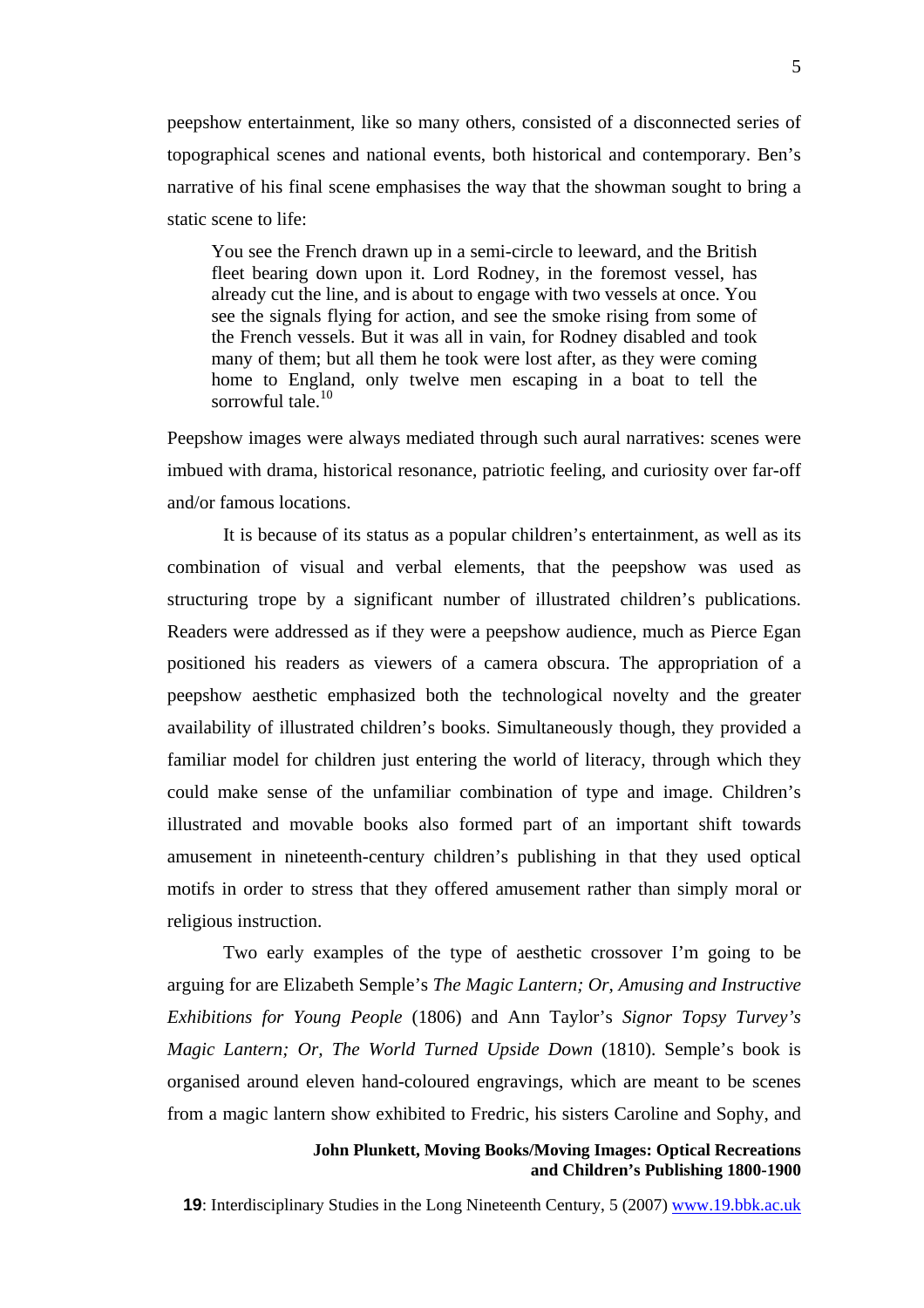peepshow entertainment, like so many others, consisted of a disconnected series of topographical scenes and national events, both historical and contemporary. Ben's narrative of his final scene emphasises the way that the showman sought to bring a static scene to life:

> You see the French drawn up in a semi-circle to leeward, and the British fleet bearing down upon it. Lord Rodney, in the foremost vessel, has already cut the line, and is about to engage with two vessels at once. You see the signals flying for action, and see the smoke rising from some of the French vessels. But it was all in vain, for Rodney disabled and took many of them; but all them he took were lost after, as they were coming home to England, only twelve men escaping in a boat to tell the sorrowful tale.[10]

Peepshow images were always mediated through such aural narratives: scenes were imbued with drama, historical resonance, patriotic feeling, and curiosity over far-off and/or famous locations.

It is because of its status as a popular children's entertainment, as well as its combination of visual and verbal elements, that the peepshow was used as structuring trope by a significant number of illustrated children's publications. Readers were addressed as if they were a peepshow audience, much as Pierce Egan positioned his readers as viewers of a camera obscura. The appropriation of a peepshow aesthetic emphasized both the technological novelty and the greater availability of illustrated children's books. Simultaneously though, they provided a familiar model for children just entering the world of literacy, through which they could make sense of the unfamiliar combination of type and image. Children's illustrated and movable books also formed part of an important shift towards amusement in nineteenth-century children's publishing in that they used optical motifs in order to stress that they offered amusement rather than simply moral or religious instruction.

Two early examples of the type of aesthetic crossover I'm going to be arguing for are Elizabeth Semple's *The Magic Lantern; Or, Amusing and Instructive Exhibitions for Young People* (1806) and Ann Taylor's *Signor Topsy Turvey's Magic Lantern; Or, The World Turned Upside Down* (1810). Semple's book is organised around eleven hand-coloured engravings, which are meant to be scenes from a magic lantern show exhibited to Fredric, his sisters Caroline and Sophy, and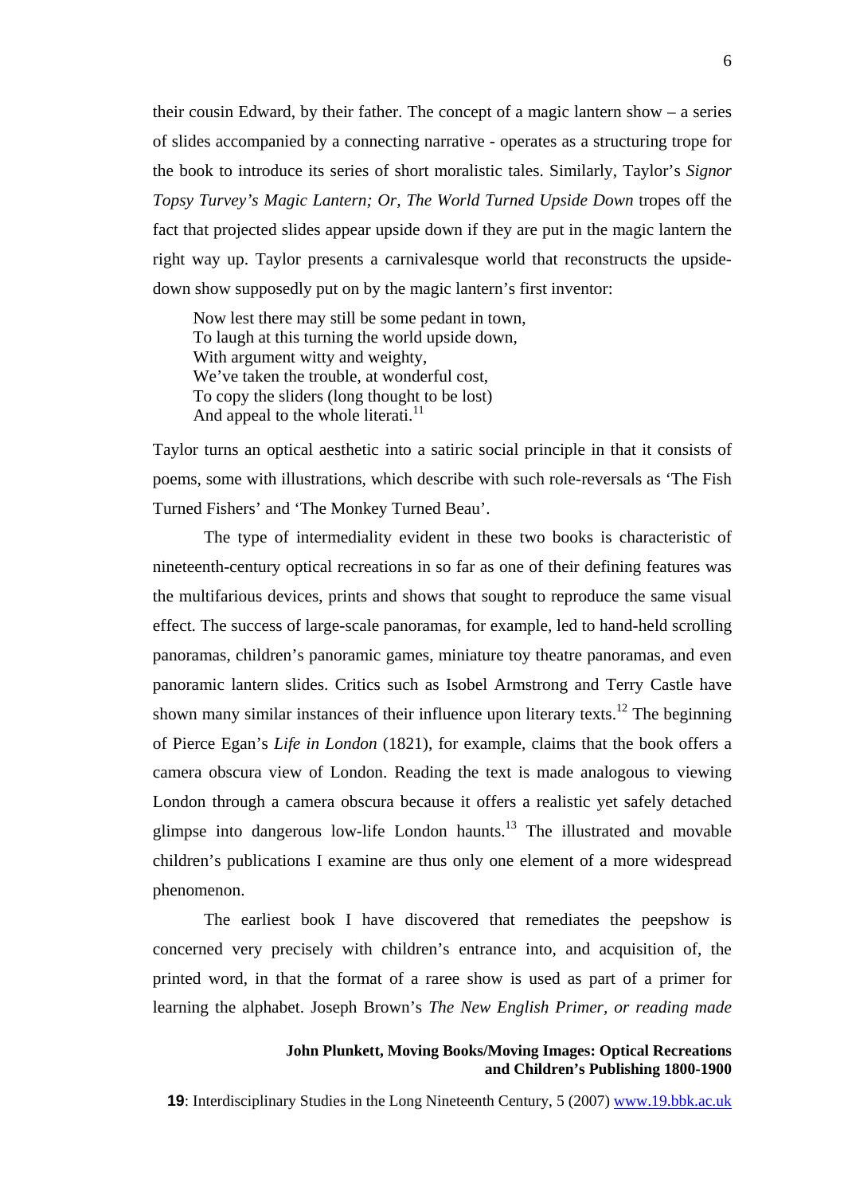their cousin Edward, by their father. The concept of a magic lantern show – a series of slides accompanied by a connecting narrative - operates as a structuring trope for the book to introduce its series of short moralistic tales. Similarly, Taylor's *Signor Topsy Turvey's Magic Lantern; Or, The World Turned Upside Down* tropes off the fact that projected slides appear upside down if they are put in the magic lantern the right way up. Taylor presents a carnivalesque world that reconstructs the upside-down show supposedly put on by the magic lantern's first inventor:

> Now lest there may still be some pedant in town,
> To laugh at this turning the world upside down,
> With argument witty and weighty,
> We've taken the trouble, at wonderful cost,
> To copy the sliders (long thought to be lost)
> And appeal to the whole literati.[11]

Taylor turns an optical aesthetic into a satiric social principle in that it consists of poems, some with illustrations, which describe with such role-reversals as 'The Fish Turned Fishers' and 'The Monkey Turned Beau'.

The type of intermediality evident in these two books is characteristic of nineteenth-century optical recreations in so far as one of their defining features was the multifarious devices, prints and shows that sought to reproduce the same visual effect. The success of large-scale panoramas, for example, led to hand-held scrolling panoramas, children's panoramic games, miniature toy theatre panoramas, and even panoramic lantern slides. Critics such as Isobel Armstrong and Terry Castle have shown many similar instances of their influence upon literary texts.[12] The beginning of Pierce Egan's *Life in London* (1821), for example, claims that the book offers a camera obscura view of London. Reading the text is made analogous to viewing London through a camera obscura because it offers a realistic yet safely detached glimpse into dangerous low-life London haunts.[13] The illustrated and movable children's publications I examine are thus only one element of a more widespread phenomenon.

The earliest book I have discovered that remediates the peepshow is concerned very precisely with children's entrance into, and acquisition of, the printed word, in that the format of a raree show is used as part of a primer for learning the alphabet. Joseph Brown's *The New English Primer, or reading made*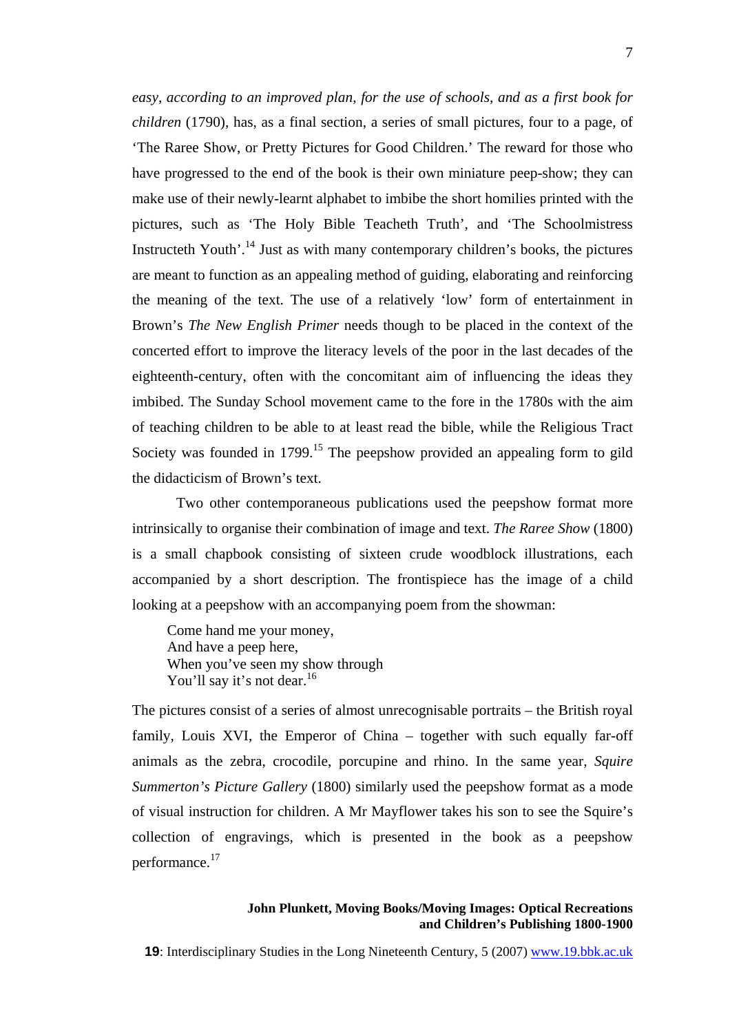*easy, according to an improved plan, for the use of schools, and as a first book for children* (1790), has, as a final section, a series of small pictures, four to a page, of 'The Raree Show, or Pretty Pictures for Good Children.' The reward for those who have progressed to the end of the book is their own miniature peep-show; they can make use of their newly-learnt alphabet to imbibe the short homilies printed with the pictures, such as 'The Holy Bible Teacheth Truth', and 'The Schoolmistress Instructeth Youth'.[14] Just as with many contemporary children's books, the pictures are meant to function as an appealing method of guiding, elaborating and reinforcing the meaning of the text. The use of a relatively 'low' form of entertainment in Brown's *The New English Primer* needs though to be placed in the context of the concerted effort to improve the literacy levels of the poor in the last decades of the eighteenth-century, often with the concomitant aim of influencing the ideas they imbibed. The Sunday School movement came to the fore in the 1780s with the aim of teaching children to be able to at least read the bible, while the Religious Tract Society was founded in 1799.[15] The peepshow provided an appealing form to gild the didacticism of Brown's text.

Two other contemporaneous publications used the peepshow format more intrinsically to organise their combination of image and text. *The Raree Show* (1800) is a small chapbook consisting of sixteen crude woodblock illustrations, each accompanied by a short description. The frontispiece has the image of a child looking at a peepshow with an accompanying poem from the showman:

> Come hand me your money,
> And have a peep here,
> When you've seen my show through
> You'll say it's not dear.[16]

The pictures consist of a series of almost unrecognisable portraits – the British royal family, Louis XVI, the Emperor of China – together with such equally far-off animals as the zebra, crocodile, porcupine and rhino. In the same year, *Squire Summerton's Picture Gallery* (1800) similarly used the peepshow format as a mode of visual instruction for children. A Mr Mayflower takes his son to see the Squire's collection of engravings, which is presented in the book as a peepshow performance.[17]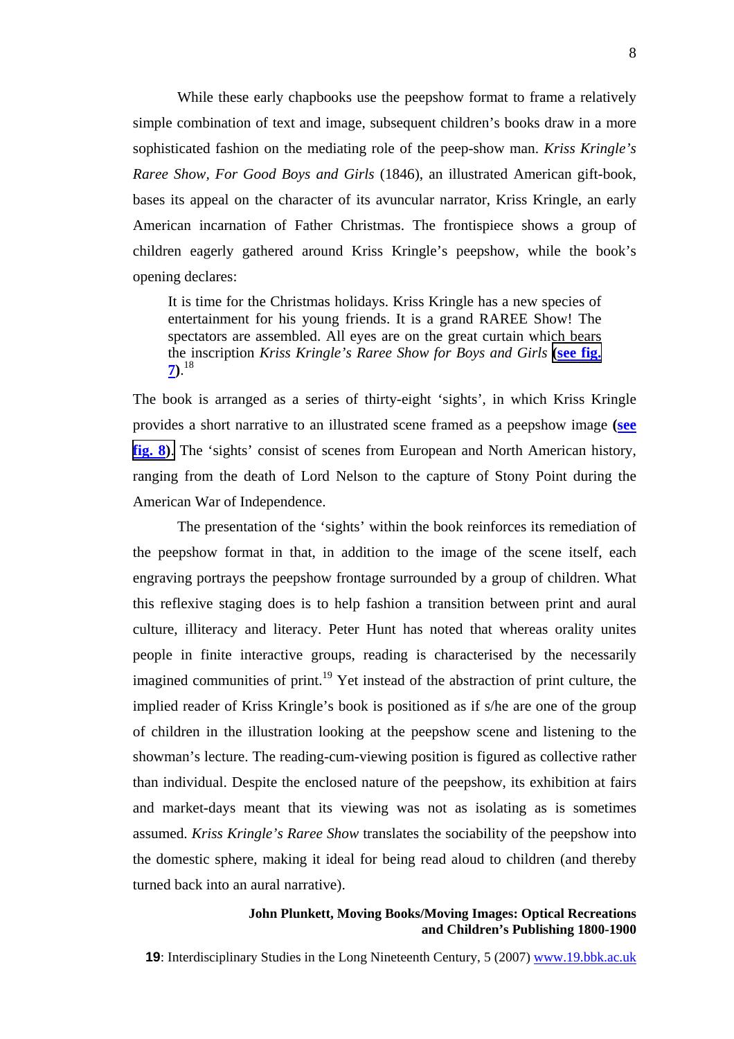While these early chapbooks use the peepshow format to frame a relatively simple combination of text and image, subsequent children's books draw in a more sophisticated fashion on the mediating role of the peep-show man. *Kriss Kringle's Raree Show, For Good Boys and Girls* (1846), an illustrated American gift-book, bases its appeal on the character of its avuncular narrator, Kriss Kringle, an early American incarnation of Father Christmas. The frontispiece shows a group of children eagerly gathered around Kriss Kringle's peepshow, while the book's opening declares:

> It is time for the Christmas holidays. Kriss Kringle has a new species of entertainment for his young friends. It is a grand RAREE Show! The spectators are assembled. All eyes are on the great curtain which bears the inscription *Kriss Kringle's Raree Show for Boys and Girls* **(see fig. 7)**.[18]

The book is arranged as a series of thirty-eight 'sights', in which Kriss Kringle provides a short narrative to an illustrated scene framed as a peepshow image **(see fig. 8)**. The 'sights' consist of scenes from European and North American history, ranging from the death of Lord Nelson to the capture of Stony Point during the American War of Independence.

The presentation of the 'sights' within the book reinforces its remediation of the peepshow format in that, in addition to the image of the scene itself, each engraving portrays the peepshow frontage surrounded by a group of children. What this reflexive staging does is to help fashion a transition between print and aural culture, illiteracy and literacy. Peter Hunt has noted that whereas orality unites people in finite interactive groups, reading is characterised by the necessarily imagined communities of print.[19] Yet instead of the abstraction of print culture, the implied reader of Kriss Kringle's book is positioned as if s/he are one of the group of children in the illustration looking at the peepshow scene and listening to the showman's lecture. The reading-cum-viewing position is figured as collective rather than individual. Despite the enclosed nature of the peepshow, its exhibition at fairs and market-days meant that its viewing was not as isolating as is sometimes assumed. *Kriss Kringle's Raree Show* translates the sociability of the peepshow into the domestic sphere, making it ideal for being read aloud to children (and thereby turned back into an aural narrative).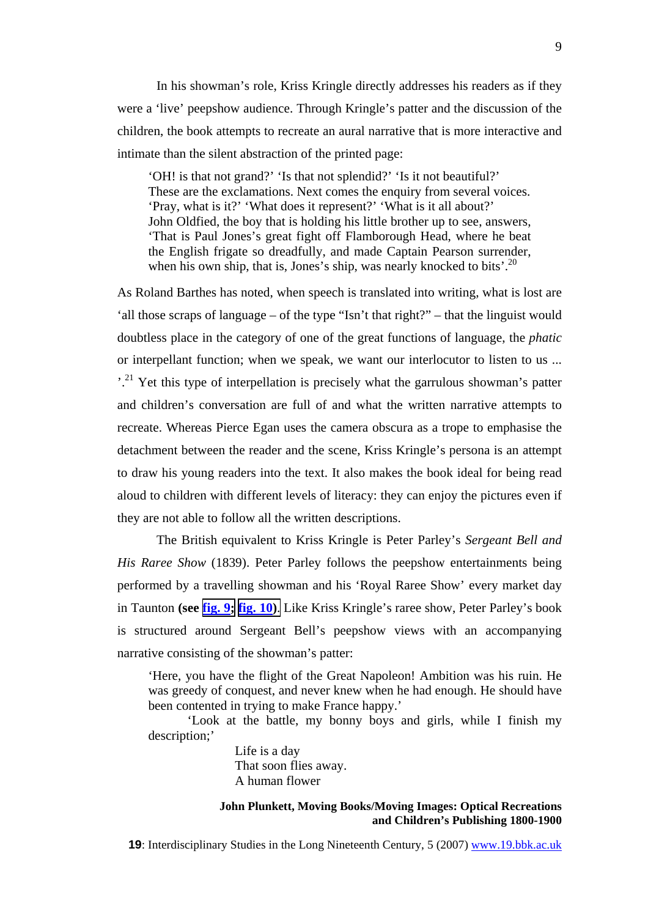In his showman's role, Kriss Kringle directly addresses his readers as if they were a 'live' peepshow audience. Through Kringle's patter and the discussion of the children, the book attempts to recreate an aural narrative that is more interactive and intimate than the silent abstraction of the printed page:

> 'OH! is that not grand?' 'Is that not splendid?' 'Is it not beautiful?' These are the exclamations. Next comes the enquiry from several voices. 'Pray, what is it?' 'What does it represent?' 'What is it all about?' John Oldfied, the boy that is holding his little brother up to see, answers, 'That is Paul Jones's great fight off Flamborough Head, where he beat the English frigate so dreadfully, and made Captain Pearson surrender, when his own ship, that is, Jones's ship, was nearly knocked to bits'.[20]

As Roland Barthes has noted, when speech is translated into writing, what is lost are 'all those scraps of language – of the type "Isn't that right?" – that the linguist would doubtless place in the category of one of the great functions of language, the *phatic* or interpellant function; when we speak, we want our interlocutor to listen to us ... '.[21] Yet this type of interpellation is precisely what the garrulous showman's patter and children's conversation are full of and what the written narrative attempts to recreate. Whereas Pierce Egan uses the camera obscura as a trope to emphasise the detachment between the reader and the scene, Kriss Kringle's persona is an attempt to draw his young readers into the text. It also makes the book ideal for being read aloud to children with different levels of literacy: they can enjoy the pictures even if they are not able to follow all the written descriptions.

The British equivalent to Kriss Kringle is Peter Parley's *Sergeant Bell and His Raree Show* (1839). Peter Parley follows the peepshow entertainments being performed by a travelling showman and his 'Royal Raree Show' every market day in Taunton **(see fig. 9; fig. 10)**. Like Kriss Kringle's raree show, Peter Parley's book is structured around Sergeant Bell's peepshow views with an accompanying narrative consisting of the showman's patter:

> 'Here, you have the flight of the Great Napoleon! Ambition was his ruin. He was greedy of conquest, and never knew when he had enough. He should have been contented in trying to make France happy.'
>
> 'Look at the battle, my bonny boys and girls, while I finish my description;'
>
> Life is a day
> That soon flies away.
> A human flower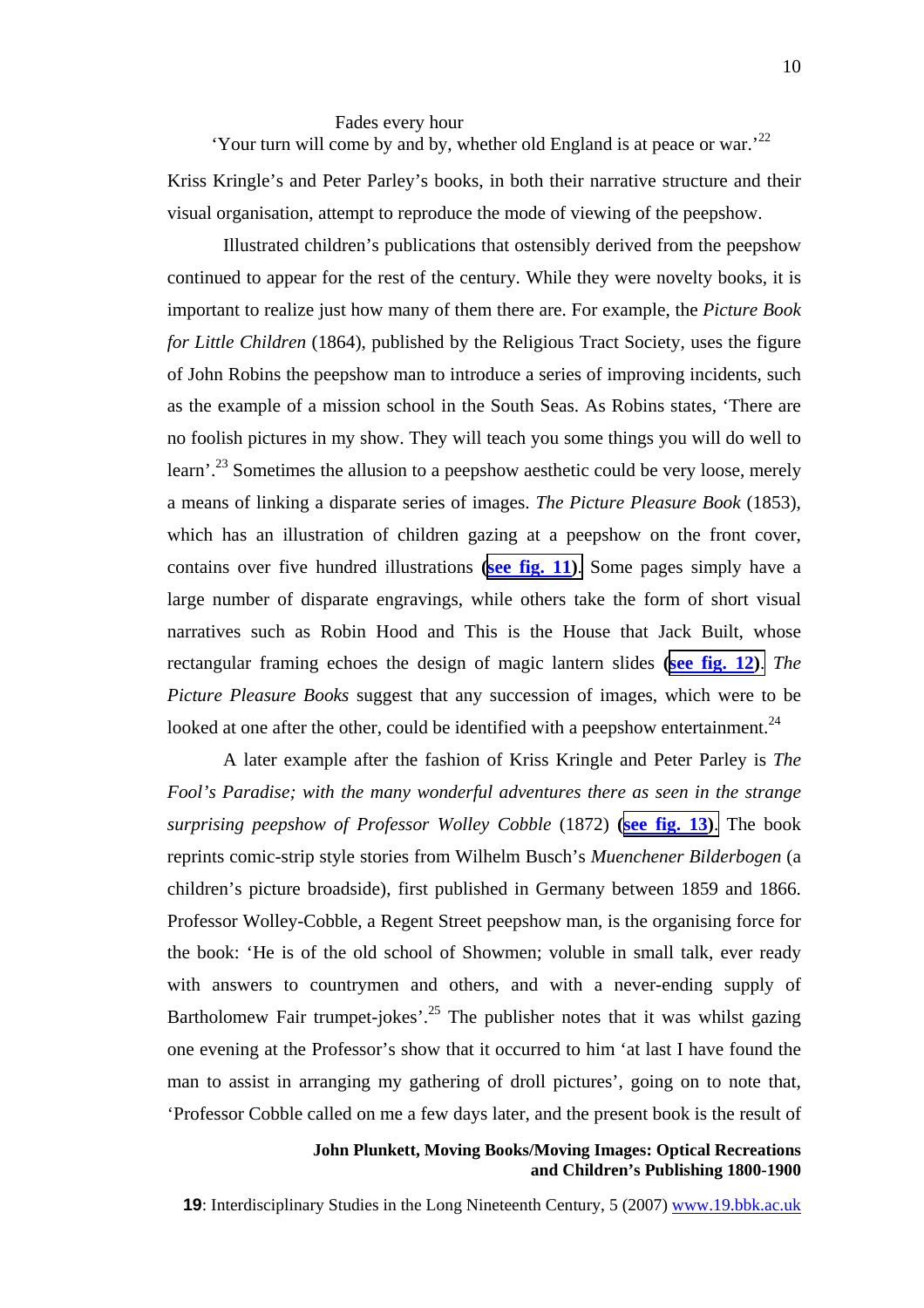Fades every hour
'Your turn will come by and by, whether old England is at peace or war.'[22]

Kriss Kringle's and Peter Parley's books, in both their narrative structure and their visual organisation, attempt to reproduce the mode of viewing of the peepshow.

Illustrated children's publications that ostensibly derived from the peepshow continued to appear for the rest of the century. While they were novelty books, it is important to realize just how many of them there are. For example, the *Picture Book for Little Children* (1864), published by the Religious Tract Society, uses the figure of John Robins the peepshow man to introduce a series of improving incidents, such as the example of a mission school in the South Seas. As Robins states, 'There are no foolish pictures in my show. They will teach you some things you will do well to learn'.[23] Sometimes the allusion to a peepshow aesthetic could be very loose, merely a means of linking a disparate series of images. *The Picture Pleasure Book* (1853), which has an illustration of children gazing at a peepshow on the front cover, contains over five hundred illustrations (**see fig. 11**). Some pages simply have a large number of disparate engravings, while others take the form of short visual narratives such as Robin Hood and This is the House that Jack Built, whose rectangular framing echoes the design of magic lantern slides (**see fig. 12**). *The Picture Pleasure Books* suggest that any succession of images, which were to be looked at one after the other, could be identified with a peepshow entertainment.[24]

A later example after the fashion of Kriss Kringle and Peter Parley is *The Fool's Paradise; with the many wonderful adventures there as seen in the strange surprising peepshow of Professor Wolley Cobble* (1872) (**see fig. 13**). The book reprints comic-strip style stories from Wilhelm Busch's *Muenchener Bilderbogen* (a children's picture broadside), first published in Germany between 1859 and 1866. Professor Wolley-Cobble, a Regent Street peepshow man, is the organising force for the book: 'He is of the old school of Showmen; voluble in small talk, ever ready with answers to countrymen and others, and with a never-ending supply of Bartholomew Fair trumpet-jokes'.[25] The publisher notes that it was whilst gazing one evening at the Professor's show that it occurred to him 'at last I have found the man to assist in arranging my gathering of droll pictures', going on to note that, 'Professor Cobble called on me a few days later, and the present book is the result of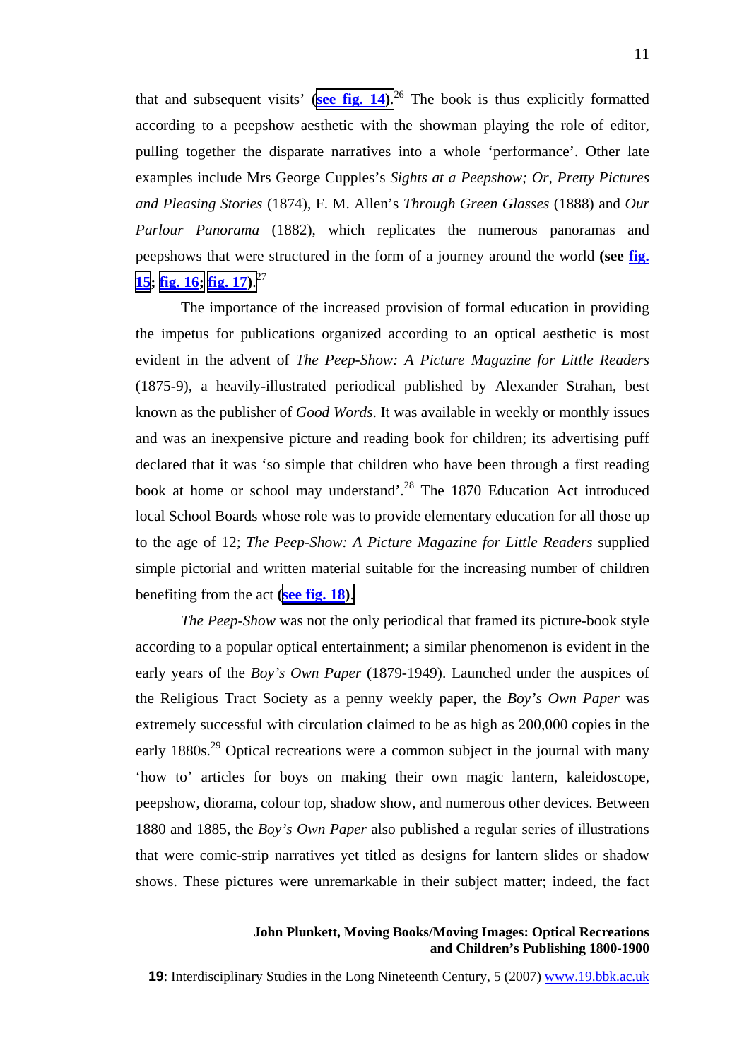that and subsequent visits' (**see fig. 14**).[26] The book is thus explicitly formatted according to a peepshow aesthetic with the showman playing the role of editor, pulling together the disparate narratives into a whole 'performance'. Other late examples include Mrs George Cupples's *Sights at a Peepshow; Or, Pretty Pictures and Pleasing Stories* (1874), F. M. Allen's *Through Green Glasses* (1888) and *Our Parlour Panorama* (1882), which replicates the numerous panoramas and peepshows that were structured in the form of a journey around the world (**see fig. 15**; **fig. 16**; **fig. 17**).[27]

The importance of the increased provision of formal education in providing the impetus for publications organized according to an optical aesthetic is most evident in the advent of *The Peep-Show: A Picture Magazine for Little Readers* (1875-9), a heavily-illustrated periodical published by Alexander Strahan, best known as the publisher of *Good Words*. It was available in weekly or monthly issues and was an inexpensive picture and reading book for children; its advertising puff declared that it was 'so simple that children who have been through a first reading book at home or school may understand'.[28] The 1870 Education Act introduced local School Boards whose role was to provide elementary education for all those up to the age of 12; *The Peep-Show: A Picture Magazine for Little Readers* supplied simple pictorial and written material suitable for the increasing number of children benefiting from the act (**see fig. 18**).

*The Peep-Show* was not the only periodical that framed its picture-book style according to a popular optical entertainment; a similar phenomenon is evident in the early years of the *Boy's Own Paper* (1879-1949). Launched under the auspices of the Religious Tract Society as a penny weekly paper, the *Boy's Own Paper* was extremely successful with circulation claimed to be as high as 200,000 copies in the early 1880s.[29] Optical recreations were a common subject in the journal with many 'how to' articles for boys on making their own magic lantern, kaleidoscope, peepshow, diorama, colour top, shadow show, and numerous other devices. Between 1880 and 1885, the *Boy's Own Paper* also published a regular series of illustrations that were comic-strip narratives yet titled as designs for lantern slides or shadow shows. These pictures were unremarkable in their subject matter; indeed, the fact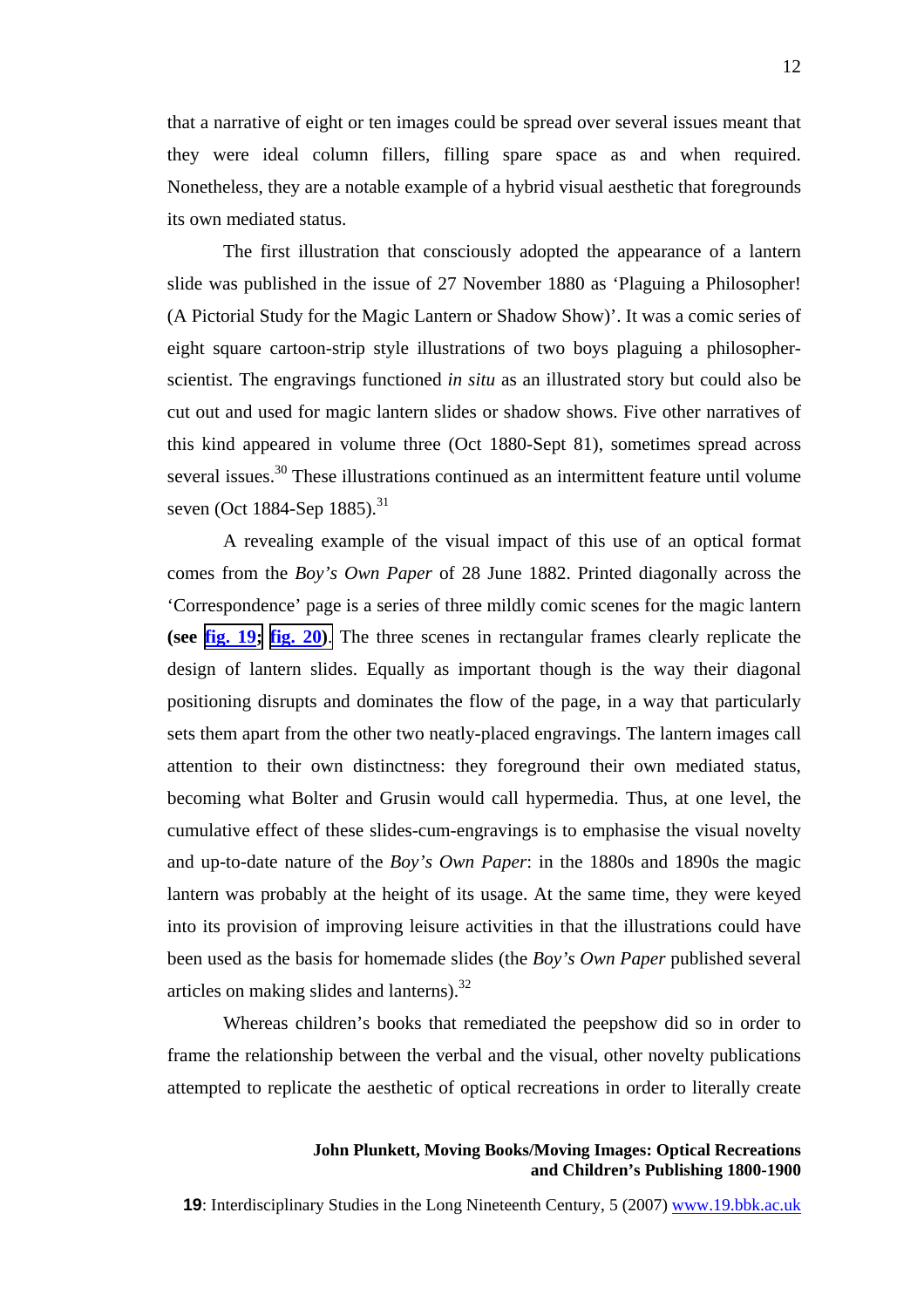that a narrative of eight or ten images could be spread over several issues meant that they were ideal column fillers, filling spare space as and when required. Nonetheless, they are a notable example of a hybrid visual aesthetic that foregrounds its own mediated status.

The first illustration that consciously adopted the appearance of a lantern slide was published in the issue of 27 November 1880 as 'Plaguing a Philosopher! (A Pictorial Study for the Magic Lantern or Shadow Show)'. It was a comic series of eight square cartoon-strip style illustrations of two boys plaguing a philosopher-scientist. The engravings functioned *in situ* as an illustrated story but could also be cut out and used for magic lantern slides or shadow shows. Five other narratives of this kind appeared in volume three (Oct 1880-Sept 81), sometimes spread across several issues.[30] These illustrations continued as an intermittent feature until volume seven (Oct 1884-Sep 1885).[31]

A revealing example of the visual impact of this use of an optical format comes from the *Boy's Own Paper* of 28 June 1882. Printed diagonally across the 'Correspondence' page is a series of three mildly comic scenes for the magic lantern **(see fig. 19; fig. 20)**. The three scenes in rectangular frames clearly replicate the design of lantern slides. Equally as important though is the way their diagonal positioning disrupts and dominates the flow of the page, in a way that particularly sets them apart from the other two neatly-placed engravings. The lantern images call attention to their own distinctness: they foreground their own mediated status, becoming what Bolter and Grusin would call hypermedia. Thus, at one level, the cumulative effect of these slides-cum-engravings is to emphasise the visual novelty and up-to-date nature of the *Boy's Own Paper*: in the 1880s and 1890s the magic lantern was probably at the height of its usage. At the same time, they were keyed into its provision of improving leisure activities in that the illustrations could have been used as the basis for homemade slides (the *Boy's Own Paper* published several articles on making slides and lanterns).[32]

Whereas children's books that remediated the peepshow did so in order to frame the relationship between the verbal and the visual, other novelty publications attempted to replicate the aesthetic of optical recreations in order to literally create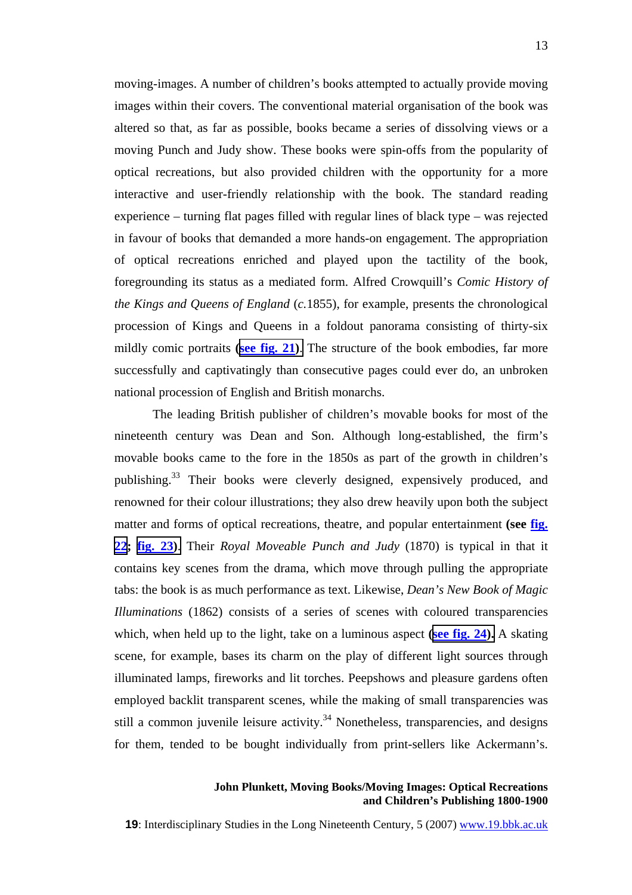moving-images. A number of children's books attempted to actually provide moving images within their covers. The conventional material organisation of the book was altered so that, as far as possible, books became a series of dissolving views or a moving Punch and Judy show. These books were spin-offs from the popularity of optical recreations, but also provided children with the opportunity for a more interactive and user-friendly relationship with the book. The standard reading experience – turning flat pages filled with regular lines of black type – was rejected in favour of books that demanded a more hands-on engagement. The appropriation of optical recreations enriched and played upon the tactility of the book, foregrounding its status as a mediated form. Alfred Crowquill's *Comic History of the Kings and Queens of England* (*c.*1855), for example, presents the chronological procession of Kings and Queens in a foldout panorama consisting of thirty-six mildly comic portraits **(see fig. 21)**. The structure of the book embodies, far more successfully and captivatingly than consecutive pages could ever do, an unbroken national procession of English and British monarchs.

The leading British publisher of children's movable books for most of the nineteenth century was Dean and Son. Although long-established, the firm's movable books came to the fore in the 1850s as part of the growth in children's publishing.[33] Their books were cleverly designed, expensively produced, and renowned for their colour illustrations; they also drew heavily upon both the subject matter and forms of optical recreations, theatre, and popular entertainment **(see fig. 22; fig. 23)**. Their *Royal Moveable Punch and Judy* (1870) is typical in that it contains key scenes from the drama, which move through pulling the appropriate tabs: the book is as much performance as text. Likewise, *Dean's New Book of Magic Illuminations* (1862) consists of a series of scenes with coloured transparencies which, when held up to the light, take on a luminous aspect **(see fig. 24)**. A skating scene, for example, bases its charm on the play of different light sources through illuminated lamps, fireworks and lit torches. Peepshows and pleasure gardens often employed backlit transparent scenes, while the making of small transparencies was still a common juvenile leisure activity.[34] Nonetheless, transparencies, and designs for them, tended to be bought individually from print-sellers like Ackermann's.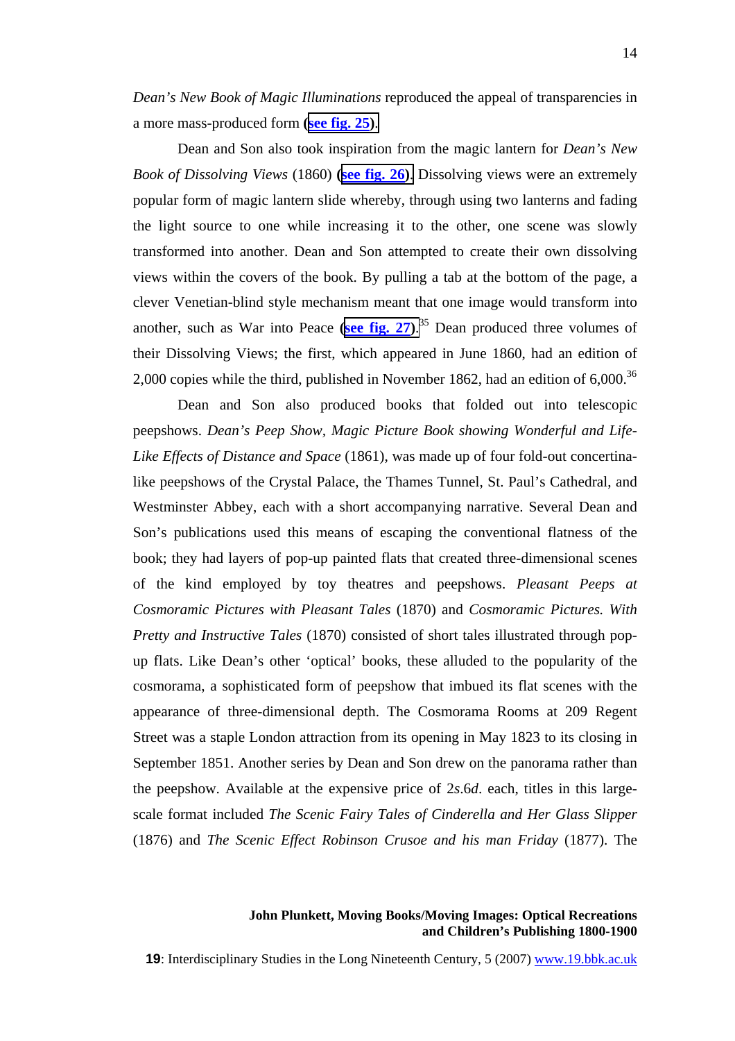*Dean's New Book of Magic Illuminations* reproduced the appeal of transparencies in a more mass-produced form (see fig. 25).

Dean and Son also took inspiration from the magic lantern for *Dean's New Book of Dissolving Views* (1860) (see fig. 26). Dissolving views were an extremely popular form of magic lantern slide whereby, through using two lanterns and fading the light source to one while increasing it to the other, one scene was slowly transformed into another. Dean and Son attempted to create their own dissolving views within the covers of the book. By pulling a tab at the bottom of the page, a clever Venetian-blind style mechanism meant that one image would transform into another, such as War into Peace (see fig. 27).[35] Dean produced three volumes of their Dissolving Views; the first, which appeared in June 1860, had an edition of 2,000 copies while the third, published in November 1862, had an edition of 6,000.[36]

Dean and Son also produced books that folded out into telescopic peepshows. *Dean's Peep Show, Magic Picture Book showing Wonderful and Life-Like Effects of Distance and Space* (1861), was made up of four fold-out concertina-like peepshows of the Crystal Palace, the Thames Tunnel, St. Paul's Cathedral, and Westminster Abbey, each with a short accompanying narrative. Several Dean and Son's publications used this means of escaping the conventional flatness of the book; they had layers of pop-up painted flats that created three-dimensional scenes of the kind employed by toy theatres and peepshows. *Pleasant Peeps at Cosmoramic Pictures with Pleasant Tales* (1870) and *Cosmoramic Pictures. With Pretty and Instructive Tales* (1870) consisted of short tales illustrated through pop-up flats. Like Dean's other 'optical' books, these alluded to the popularity of the cosmorama, a sophisticated form of peepshow that imbued its flat scenes with the appearance of three-dimensional depth. The Cosmorama Rooms at 209 Regent Street was a staple London attraction from its opening in May 1823 to its closing in September 1851. Another series by Dean and Son drew on the panorama rather than the peepshow. Available at the expensive price of 2*s*.6*d*. each, titles in this large-scale format included *The Scenic Fairy Tales of Cinderella and Her Glass Slipper* (1876) and *The Scenic Effect Robinson Crusoe and his man Friday* (1877). The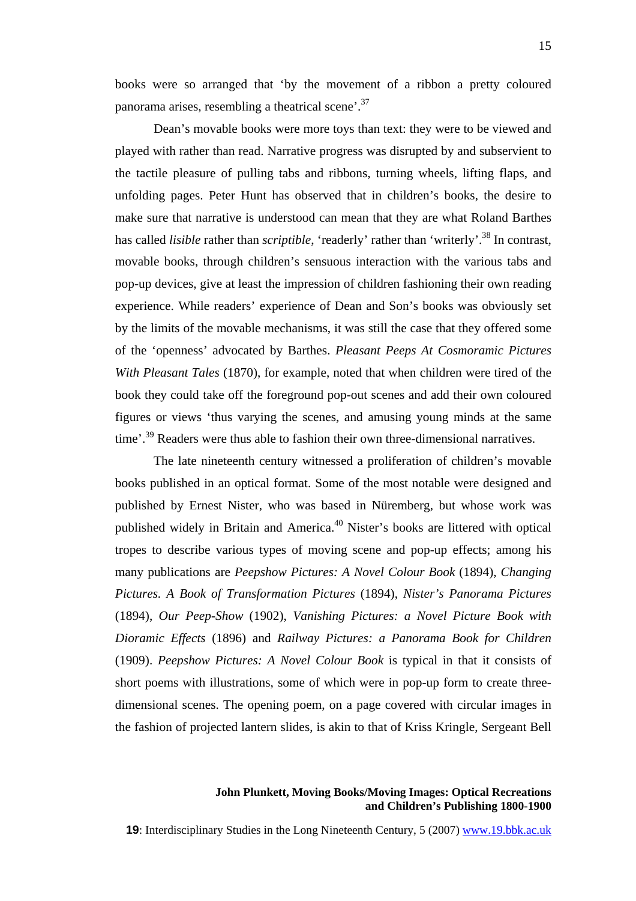books were so arranged that 'by the movement of a ribbon a pretty coloured panorama arises, resembling a theatrical scene'.[37]

Dean's movable books were more toys than text: they were to be viewed and played with rather than read. Narrative progress was disrupted by and subservient to the tactile pleasure of pulling tabs and ribbons, turning wheels, lifting flaps, and unfolding pages. Peter Hunt has observed that in children's books, the desire to make sure that narrative is understood can mean that they are what Roland Barthes has called *lisible* rather than *scriptible*, 'readerly' rather than 'writerly'.[38] In contrast, movable books, through children's sensuous interaction with the various tabs and pop-up devices, give at least the impression of children fashioning their own reading experience. While readers' experience of Dean and Son's books was obviously set by the limits of the movable mechanisms, it was still the case that they offered some of the 'openness' advocated by Barthes. *Pleasant Peeps At Cosmoramic Pictures With Pleasant Tales* (1870), for example, noted that when children were tired of the book they could take off the foreground pop-out scenes and add their own coloured figures or views 'thus varying the scenes, and amusing young minds at the same time'.[39] Readers were thus able to fashion their own three-dimensional narratives.

The late nineteenth century witnessed a proliferation of children's movable books published in an optical format. Some of the most notable were designed and published by Ernest Nister, who was based in Nüremberg, but whose work was published widely in Britain and America.[40] Nister's books are littered with optical tropes to describe various types of moving scene and pop-up effects; among his many publications are *Peepshow Pictures: A Novel Colour Book* (1894), *Changing Pictures. A Book of Transformation Pictures* (1894), *Nister's Panorama Pictures* (1894), *Our Peep-Show* (1902), *Vanishing Pictures: a Novel Picture Book with Dioramic Effects* (1896) and *Railway Pictures: a Panorama Book for Children* (1909). *Peepshow Pictures: A Novel Colour Book* is typical in that it consists of short poems with illustrations, some of which were in pop-up form to create three-dimensional scenes. The opening poem, on a page covered with circular images in the fashion of projected lantern slides, is akin to that of Kriss Kringle, Sergeant Bell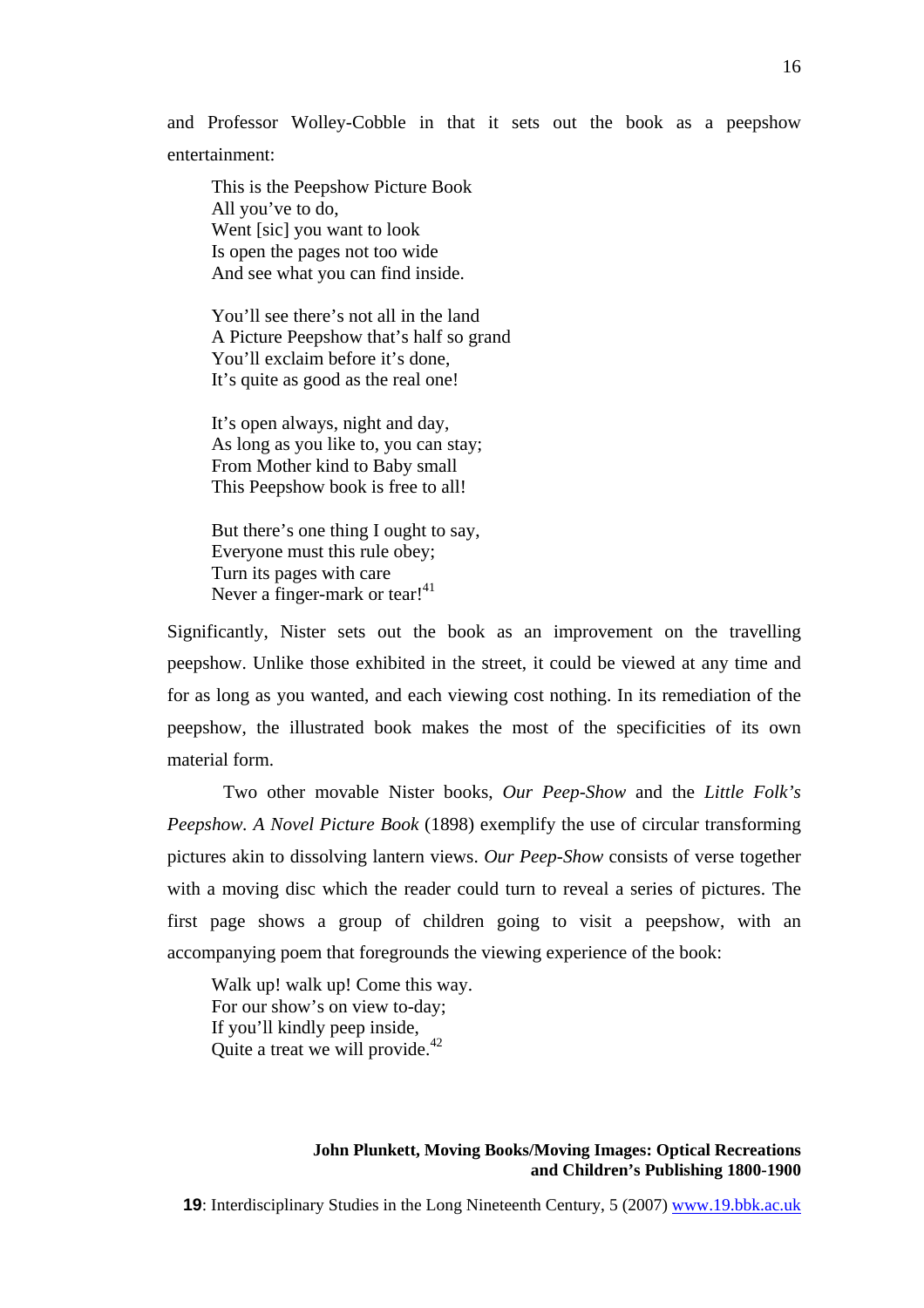and Professor Wolley-Cobble in that it sets out the book as a peepshow entertainment:

> This is the Peepshow Picture Book  
> All you've to do,  
> Went [sic] you want to look  
> Is open the pages not too wide  
> And see what you can find inside.
>
> You'll see there's not all in the land  
> A Picture Peepshow that's half so grand  
> You'll exclaim before it's done,  
> It's quite as good as the real one!
>
> It's open always, night and day,  
> As long as you like to, you can stay;  
> From Mother kind to Baby small  
> This Peepshow book is free to all!
>
> But there's one thing I ought to say,  
> Everyone must this rule obey;  
> Turn its pages with care  
> Never a finger-mark or tear![41]

Significantly, Nister sets out the book as an improvement on the travelling peepshow. Unlike those exhibited in the street, it could be viewed at any time and for as long as you wanted, and each viewing cost nothing. In its remediation of the peepshow, the illustrated book makes the most of the specificities of its own material form.

Two other movable Nister books, *Our Peep-Show* and the *Little Folk's Peepshow. A Novel Picture Book* (1898) exemplify the use of circular transforming pictures akin to dissolving lantern views. *Our Peep-Show* consists of verse together with a moving disc which the reader could turn to reveal a series of pictures. The first page shows a group of children going to visit a peepshow, with an accompanying poem that foregrounds the viewing experience of the book:

> Walk up! walk up! Come this way.  
> For our show's on view to-day;  
> If you'll kindly peep inside,  
> Quite a treat we will provide.[42]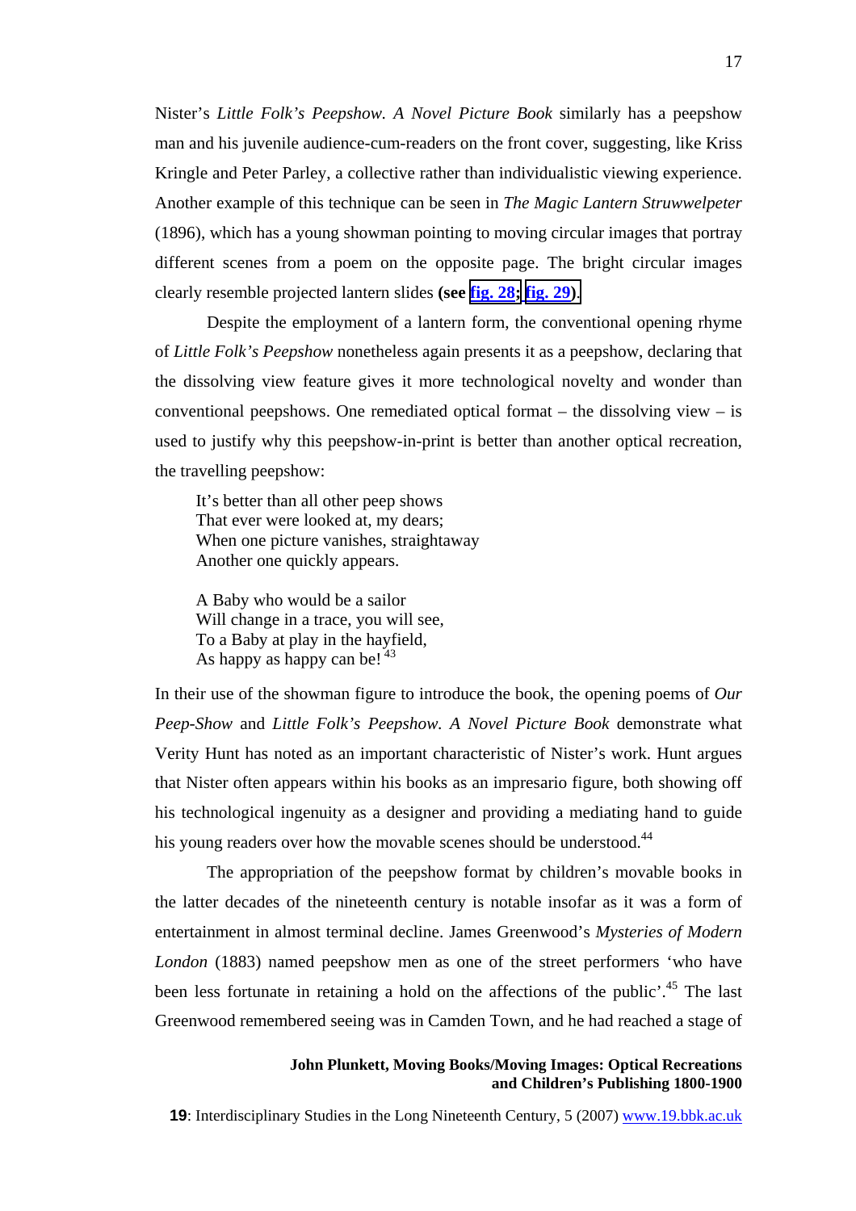Nister's *Little Folk's Peepshow. A Novel Picture Book* similarly has a peepshow man and his juvenile audience-cum-readers on the front cover, suggesting, like Kriss Kringle and Peter Parley, a collective rather than individualistic viewing experience. Another example of this technique can be seen in *The Magic Lantern Struwwelpeter* (1896), which has a young showman pointing to moving circular images that portray different scenes from a poem on the opposite page. The bright circular images clearly resemble projected lantern slides **(see fig. 28; fig. 29)**.

Despite the employment of a lantern form, the conventional opening rhyme of *Little Folk's Peepshow* nonetheless again presents it as a peepshow, declaring that the dissolving view feature gives it more technological novelty and wonder than conventional peepshows. One remediated optical format – the dissolving view – is used to justify why this peepshow-in-print is better than another optical recreation, the travelling peepshow:

> It's better than all other peep shows
> That ever were looked at, my dears;
> When one picture vanishes, straightaway
> Another one quickly appears.
>
> A Baby who would be a sailor
> Will change in a trace, you will see,
> To a Baby at play in the hayfield,
> As happy as happy can be! [43]

In their use of the showman figure to introduce the book, the opening poems of *Our Peep-Show* and *Little Folk's Peepshow. A Novel Picture Book* demonstrate what Verity Hunt has noted as an important characteristic of Nister's work. Hunt argues that Nister often appears within his books as an impresario figure, both showing off his technological ingenuity as a designer and providing a mediating hand to guide his young readers over how the movable scenes should be understood.[44]

The appropriation of the peepshow format by children's movable books in the latter decades of the nineteenth century is notable insofar as it was a form of entertainment in almost terminal decline. James Greenwood's *Mysteries of Modern London* (1883) named peepshow men as one of the street performers 'who have been less fortunate in retaining a hold on the affections of the public'.[45] The last Greenwood remembered seeing was in Camden Town, and he had reached a stage of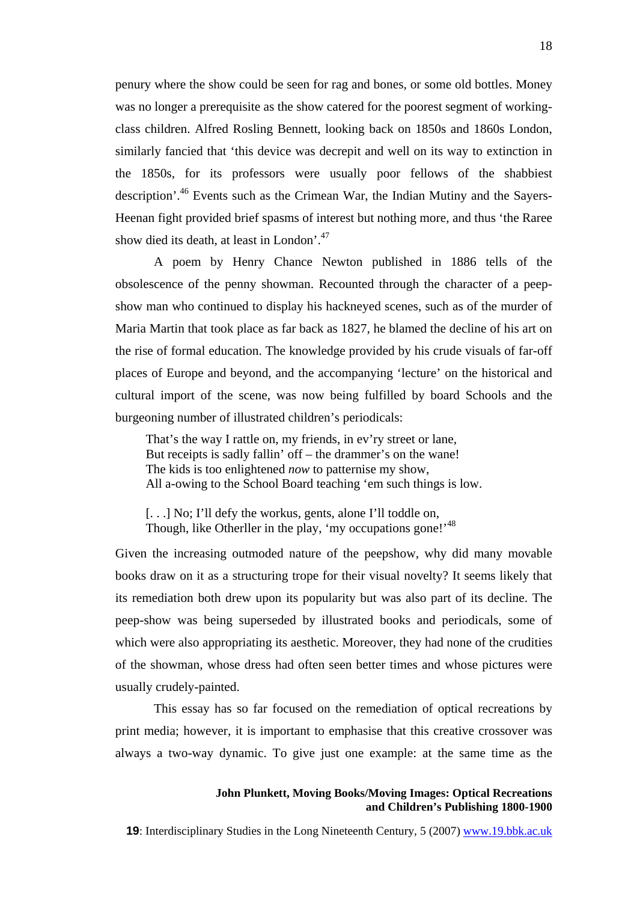penury where the show could be seen for rag and bones, or some old bottles. Money was no longer a prerequisite as the show catered for the poorest segment of working-class children. Alfred Rosling Bennett, looking back on 1850s and 1860s London, similarly fancied that 'this device was decrepit and well on its way to extinction in the 1850s, for its professors were usually poor fellows of the shabbiest description'.[46] Events such as the Crimean War, the Indian Mutiny and the Sayers-Heenan fight provided brief spasms of interest but nothing more, and thus 'the Raree show died its death, at least in London'.[47]

A poem by Henry Chance Newton published in 1886 tells of the obsolescence of the penny showman. Recounted through the character of a peep-show man who continued to display his hackneyed scenes, such as of the murder of Maria Martin that took place as far back as 1827, he blamed the decline of his art on the rise of formal education. The knowledge provided by his crude visuals of far-off places of Europe and beyond, and the accompanying 'lecture' on the historical and cultural import of the scene, was now being fulfilled by board Schools and the burgeoning number of illustrated children's periodicals:

> That's the way I rattle on, my friends, in ev'ry street or lane,
> But receipts is sadly fallin' off – the drammer's on the wane!
> The kids is too enlightened *now* to patternise my show,
> All a-owing to the School Board teaching 'em such things is low.
>
> [. . .] No; I'll defy the workus, gents, alone I'll toddle on,
> Though, like Otherller in the play, 'my occupations gone!'[48]

Given the increasing outmoded nature of the peepshow, why did many movable books draw on it as a structuring trope for their visual novelty? It seems likely that its remediation both drew upon its popularity but was also part of its decline. The peep-show was being superseded by illustrated books and periodicals, some of which were also appropriating its aesthetic. Moreover, they had none of the crudities of the showman, whose dress had often seen better times and whose pictures were usually crudely-painted.

This essay has so far focused on the remediation of optical recreations by print media; however, it is important to emphasise that this creative crossover was always a two-way dynamic. To give just one example: at the same time as the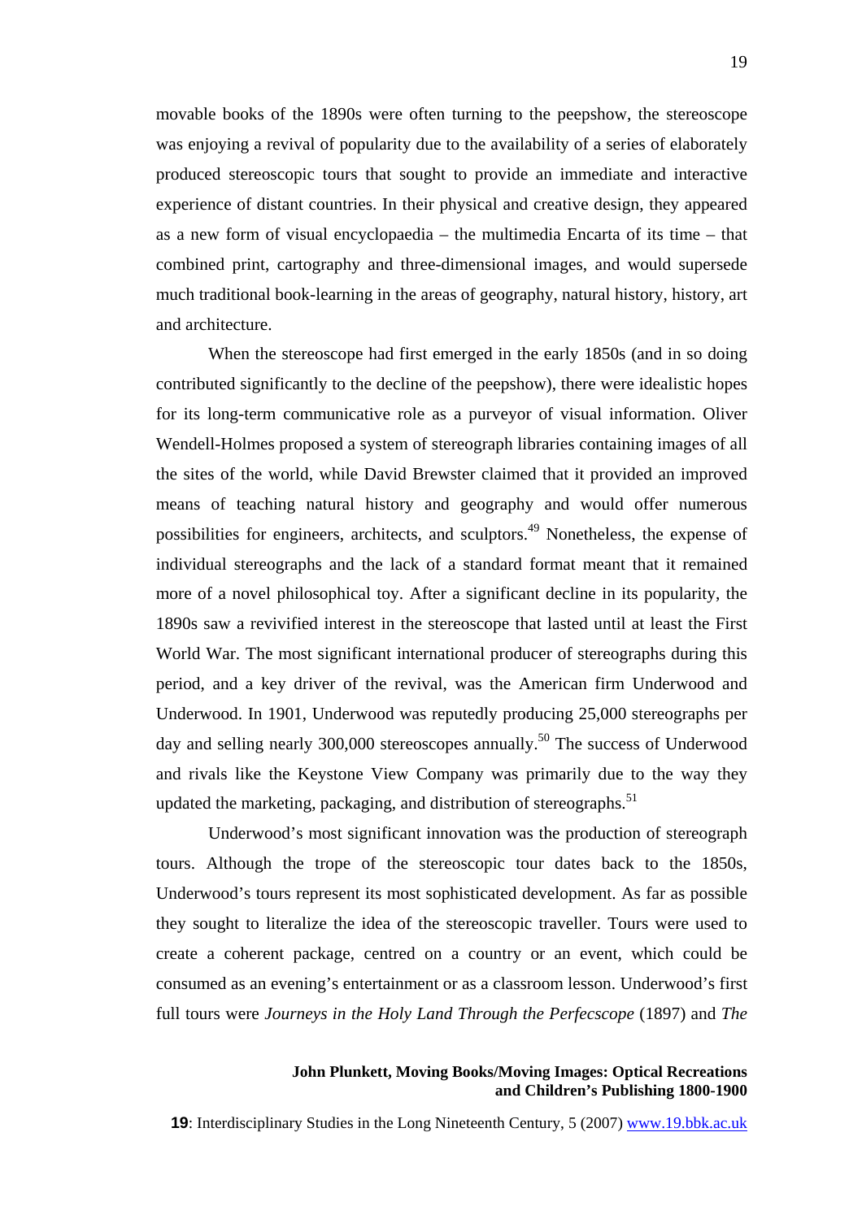movable books of the 1890s were often turning to the peepshow, the stereoscope was enjoying a revival of popularity due to the availability of a series of elaborately produced stereoscopic tours that sought to provide an immediate and interactive experience of distant countries. In their physical and creative design, they appeared as a new form of visual encyclopaedia – the multimedia Encarta of its time – that combined print, cartography and three-dimensional images, and would supersede much traditional book-learning in the areas of geography, natural history, history, art and architecture.

When the stereoscope had first emerged in the early 1850s (and in so doing contributed significantly to the decline of the peepshow), there were idealistic hopes for its long-term communicative role as a purveyor of visual information. Oliver Wendell-Holmes proposed a system of stereograph libraries containing images of all the sites of the world, while David Brewster claimed that it provided an improved means of teaching natural history and geography and would offer numerous possibilities for engineers, architects, and sculptors.[49] Nonetheless, the expense of individual stereographs and the lack of a standard format meant that it remained more of a novel philosophical toy. After a significant decline in its popularity, the 1890s saw a revivified interest in the stereoscope that lasted until at least the First World War. The most significant international producer of stereographs during this period, and a key driver of the revival, was the American firm Underwood and Underwood. In 1901, Underwood was reputedly producing 25,000 stereographs per day and selling nearly 300,000 stereoscopes annually.[50] The success of Underwood and rivals like the Keystone View Company was primarily due to the way they updated the marketing, packaging, and distribution of stereographs.[51]

Underwood's most significant innovation was the production of stereograph tours. Although the trope of the stereoscopic tour dates back to the 1850s, Underwood's tours represent its most sophisticated development. As far as possible they sought to literalize the idea of the stereoscopic traveller. Tours were used to create a coherent package, centred on a country or an event, which could be consumed as an evening's entertainment or as a classroom lesson. Underwood's first full tours were *Journeys in the Holy Land Through the Perfecscope* (1897) and *The*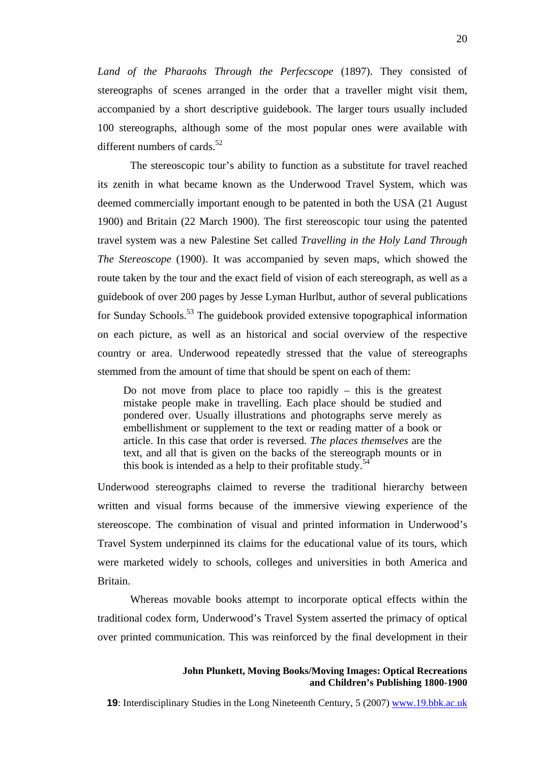*Land of the Pharaohs Through the Perfecscope* (1897). They consisted of stereographs of scenes arranged in the order that a traveller might visit them, accompanied by a short descriptive guidebook. The larger tours usually included 100 stereographs, although some of the most popular ones were available with different numbers of cards.[52]

The stereoscopic tour's ability to function as a substitute for travel reached its zenith in what became known as the Underwood Travel System, which was deemed commercially important enough to be patented in both the USA (21 August 1900) and Britain (22 March 1900). The first stereoscopic tour using the patented travel system was a new Palestine Set called *Travelling in the Holy Land Through The Stereoscope* (1900). It was accompanied by seven maps, which showed the route taken by the tour and the exact field of vision of each stereograph, as well as a guidebook of over 200 pages by Jesse Lyman Hurlbut, author of several publications for Sunday Schools.[53] The guidebook provided extensive topographical information on each picture, as well as an historical and social overview of the respective country or area. Underwood repeatedly stressed that the value of stereographs stemmed from the amount of time that should be spent on each of them:

> Do not move from place to place too rapidly – this is the greatest mistake people make in travelling. Each place should be studied and pondered over. Usually illustrations and photographs serve merely as embellishment or supplement to the text or reading matter of a book or article. In this case that order is reversed. *The places themselves* are the text, and all that is given on the backs of the stereograph mounts or in this book is intended as a help to their profitable study.[54]

Underwood stereographs claimed to reverse the traditional hierarchy between written and visual forms because of the immersive viewing experience of the stereoscope. The combination of visual and printed information in Underwood's Travel System underpinned its claims for the educational value of its tours, which were marketed widely to schools, colleges and universities in both America and Britain.

Whereas movable books attempt to incorporate optical effects within the traditional codex form, Underwood's Travel System asserted the primacy of optical over printed communication. This was reinforced by the final development in their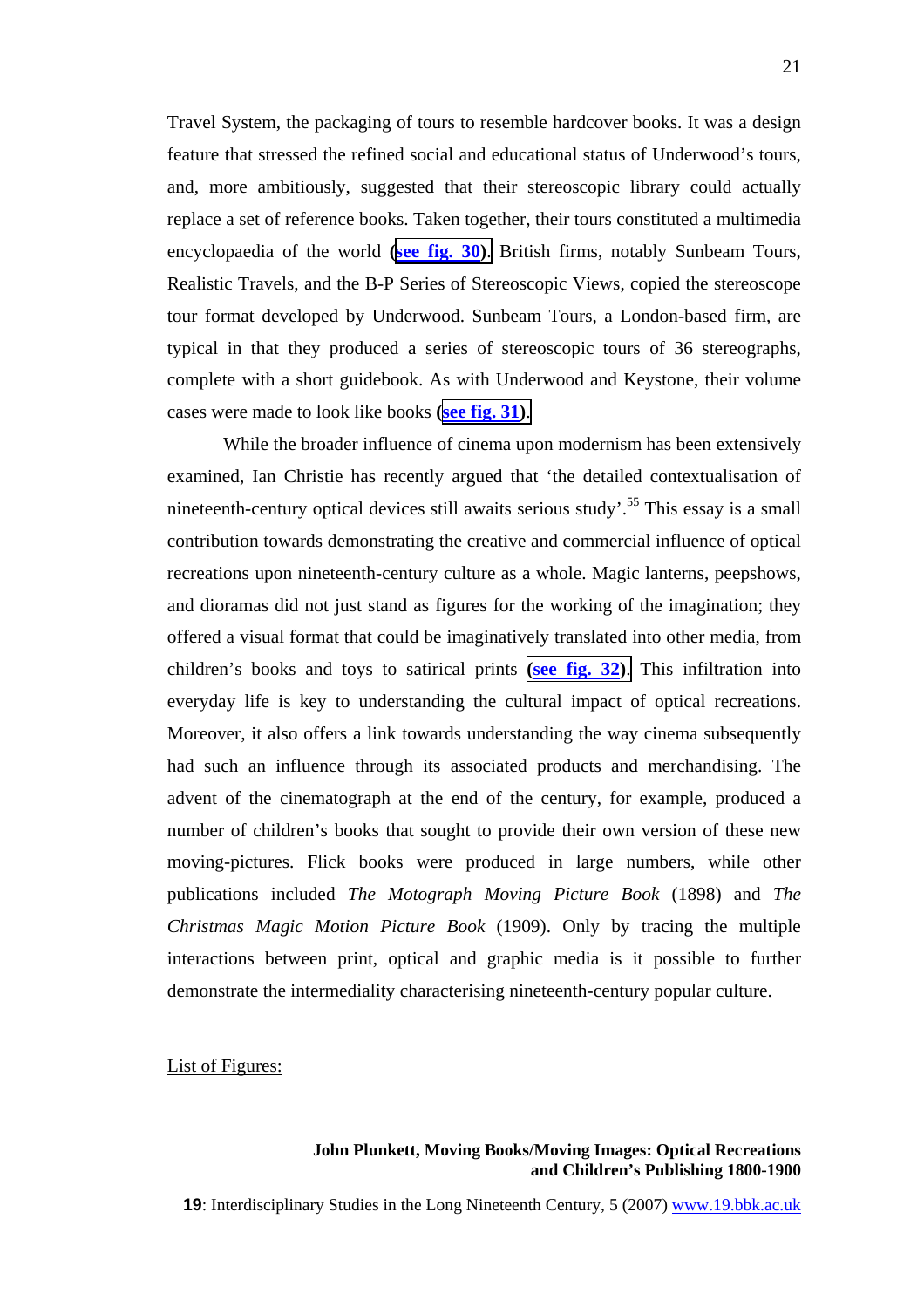Travel System, the packaging of tours to resemble hardcover books. It was a design feature that stressed the refined social and educational status of Underwood's tours, and, more ambitiously, suggested that their stereoscopic library could actually replace a set of reference books. Taken together, their tours constituted a multimedia encyclopaedia of the world (**see fig. 30**). British firms, notably Sunbeam Tours, Realistic Travels, and the B-P Series of Stereoscopic Views, copied the stereoscope tour format developed by Underwood. Sunbeam Tours, a London-based firm, are typical in that they produced a series of stereoscopic tours of 36 stereographs, complete with a short guidebook. As with Underwood and Keystone, their volume cases were made to look like books (**see fig. 31**).

While the broader influence of cinema upon modernism has been extensively examined, Ian Christie has recently argued that 'the detailed contextualisation of nineteenth-century optical devices still awaits serious study'.[55] This essay is a small contribution towards demonstrating the creative and commercial influence of optical recreations upon nineteenth-century culture as a whole. Magic lanterns, peepshows, and dioramas did not just stand as figures for the working of the imagination; they offered a visual format that could be imaginatively translated into other media, from children's books and toys to satirical prints (**see fig. 32**). This infiltration into everyday life is key to understanding the cultural impact of optical recreations. Moreover, it also offers a link towards understanding the way cinema subsequently had such an influence through its associated products and merchandising. The advent of the cinematograph at the end of the century, for example, produced a number of children's books that sought to provide their own version of these new moving-pictures. Flick books were produced in large numbers, while other publications included *The Motograph Moving Picture Book* (1898) and *The Christmas Magic Motion Picture Book* (1909). Only by tracing the multiple interactions between print, optical and graphic media is it possible to further demonstrate the intermediality characterising nineteenth-century popular culture.

List of Figures: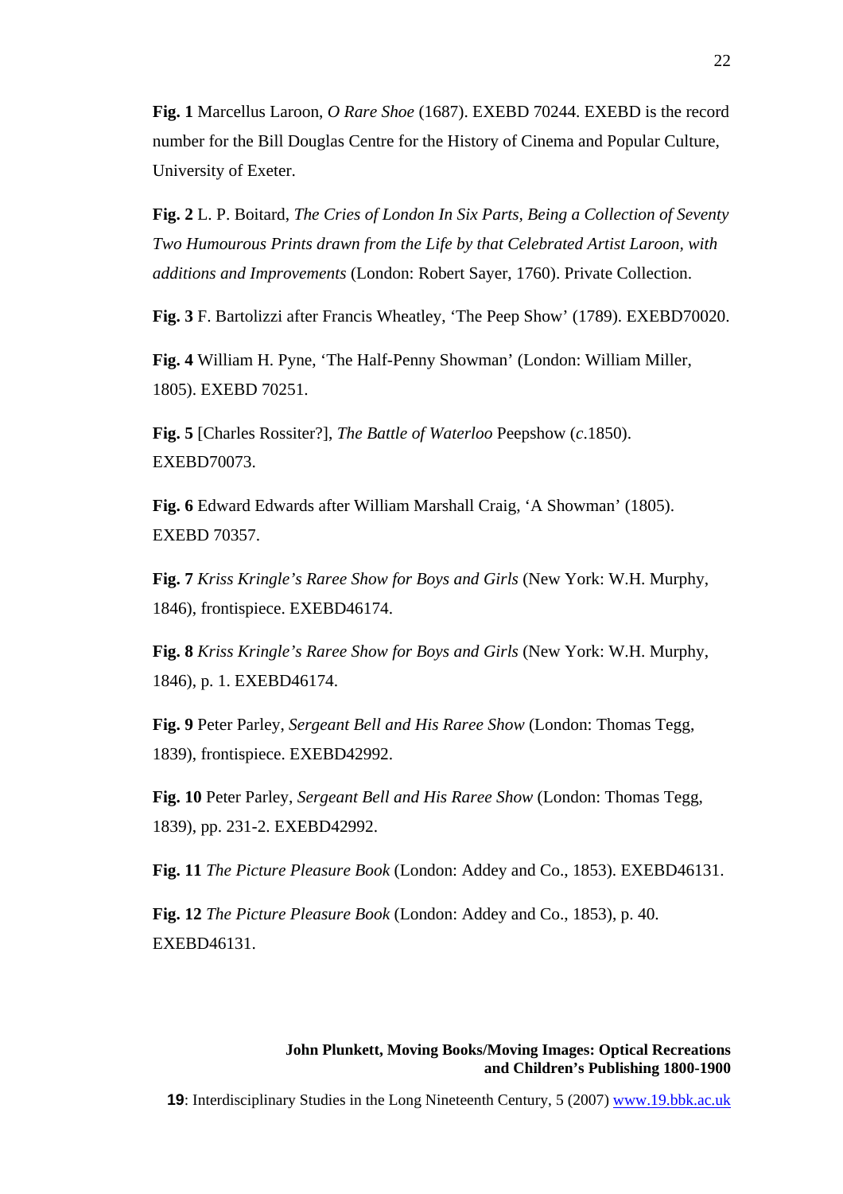**Fig. 1** Marcellus Laroon, *O Rare Shoe* (1687). EXEBD 70244. EXEBD is the record number for the Bill Douglas Centre for the History of Cinema and Popular Culture, University of Exeter.

**Fig. 2** L. P. Boitard, *The Cries of London In Six Parts, Being a Collection of Seventy Two Humourous Prints drawn from the Life by that Celebrated Artist Laroon, with additions and Improvements* (London: Robert Sayer, 1760). Private Collection.

**Fig. 3** F. Bartolizzi after Francis Wheatley, 'The Peep Show' (1789). EXEBD70020.

**Fig. 4** William H. Pyne, 'The Half-Penny Showman' (London: William Miller, 1805). EXEBD 70251.

**Fig. 5** [Charles Rossiter?], *The Battle of Waterloo* Peepshow (*c*.1850). EXEBD70073.

**Fig. 6** Edward Edwards after William Marshall Craig, 'A Showman' (1805). EXEBD 70357.

**Fig. 7** *Kriss Kringle's Raree Show for Boys and Girls* (New York: W.H. Murphy, 1846), frontispiece. EXEBD46174.

**Fig. 8** *Kriss Kringle's Raree Show for Boys and Girls* (New York: W.H. Murphy, 1846), p. 1. EXEBD46174.

**Fig. 9** Peter Parley, *Sergeant Bell and His Raree Show* (London: Thomas Tegg, 1839), frontispiece. EXEBD42992.

**Fig. 10** Peter Parley, *Sergeant Bell and His Raree Show* (London: Thomas Tegg, 1839), pp. 231-2. EXEBD42992.

**Fig. 11** *The Picture Pleasure Book* (London: Addey and Co., 1853). EXEBD46131.

**Fig. 12** *The Picture Pleasure Book* (London: Addey and Co., 1853), p. 40. EXEBD46131.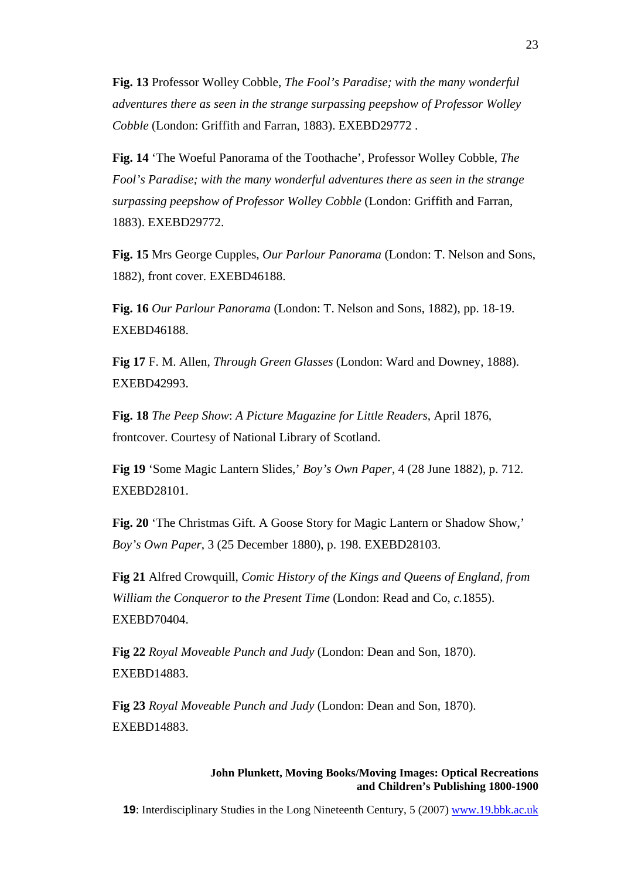**Fig. 13** Professor Wolley Cobble, *The Fool's Paradise; with the many wonderful adventures there as seen in the strange surpassing peepshow of Professor Wolley Cobble* (London: Griffith and Farran, 1883). EXEBD29772 .

**Fig. 14** 'The Woeful Panorama of the Toothache', Professor Wolley Cobble, *The Fool's Paradise; with the many wonderful adventures there as seen in the strange surpassing peepshow of Professor Wolley Cobble* (London: Griffith and Farran, 1883). EXEBD29772.

**Fig. 15** Mrs George Cupples, *Our Parlour Panorama* (London: T. Nelson and Sons, 1882), front cover. EXEBD46188.

**Fig. 16** *Our Parlour Panorama* (London: T. Nelson and Sons, 1882), pp. 18-19. EXEBD46188.

**Fig 17** F. M. Allen, *Through Green Glasses* (London: Ward and Downey, 1888). EXEBD42993.

**Fig. 18** *The Peep Show*: *A Picture Magazine for Little Readers*, April 1876, frontcover. Courtesy of National Library of Scotland.

**Fig 19** 'Some Magic Lantern Slides,' *Boy's Own Paper*, 4 (28 June 1882), p. 712. EXEBD28101.

**Fig. 20** 'The Christmas Gift. A Goose Story for Magic Lantern or Shadow Show,' *Boy's Own Paper*, 3 (25 December 1880), p. 198. EXEBD28103.

**Fig 21** Alfred Crowquill, *Comic History of the Kings and Queens of England, from William the Conqueror to the Present Time* (London: Read and Co, *c.*1855). EXEBD70404.

**Fig 22** *Royal Moveable Punch and Judy* (London: Dean and Son, 1870). EXEBD14883.

**Fig 23** *Royal Moveable Punch and Judy* (London: Dean and Son, 1870). EXEBD14883.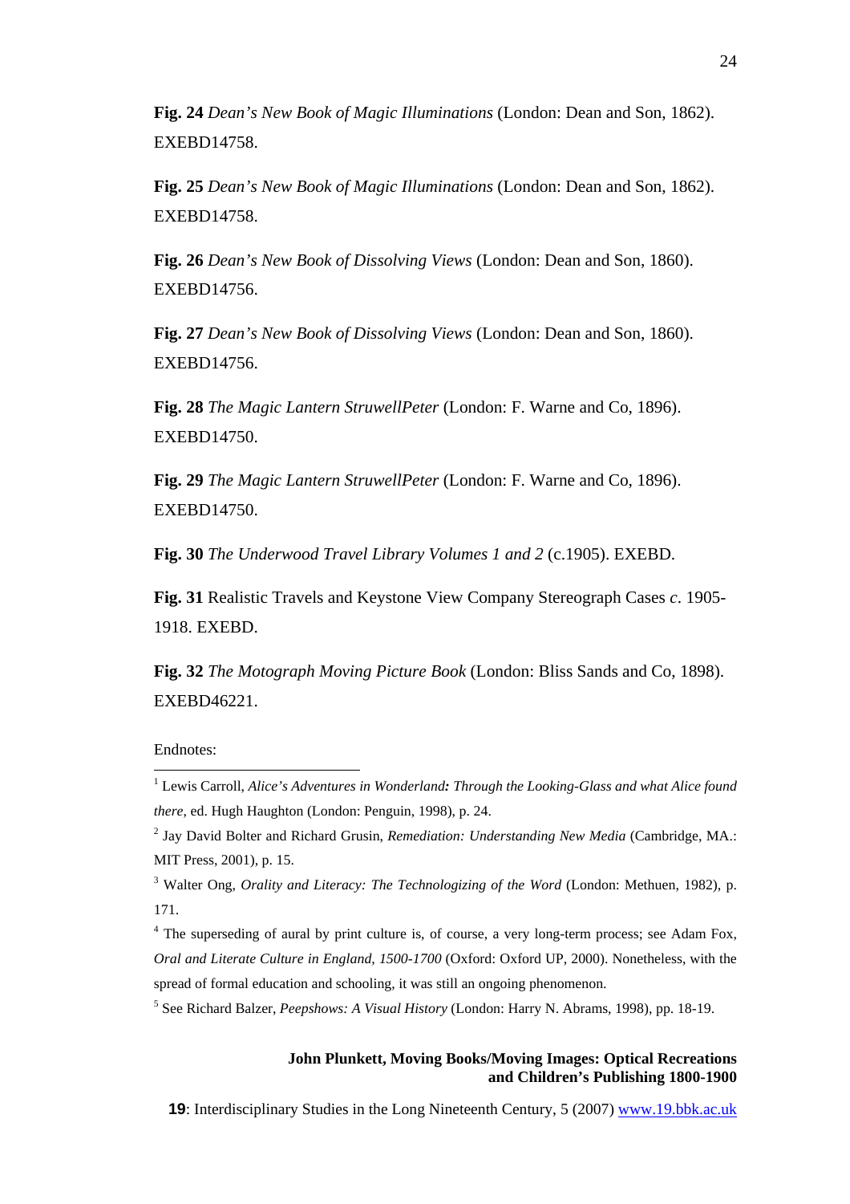**Fig. 24** *Dean's New Book of Magic Illuminations* (London: Dean and Son, 1862). EXEBD14758.

**Fig. 25** *Dean's New Book of Magic Illuminations* (London: Dean and Son, 1862). EXEBD14758.

**Fig. 26** *Dean's New Book of Dissolving Views* (London: Dean and Son, 1860). EXEBD14756.

**Fig. 27** *Dean's New Book of Dissolving Views* (London: Dean and Son, 1860). EXEBD14756.

**Fig. 28** *The Magic Lantern StruwellPeter* (London: F. Warne and Co, 1896). EXEBD14750.

**Fig. 29** *The Magic Lantern StruwellPeter* (London: F. Warne and Co, 1896). EXEBD14750.

**Fig. 30** *The Underwood Travel Library Volumes 1 and 2* (c.1905). EXEBD.

**Fig. 31** Realistic Travels and Keystone View Company Stereograph Cases *c*. 1905-1918. EXEBD.

**Fig. 32** *The Motograph Moving Picture Book* (London: Bliss Sands and Co, 1898). EXEBD46221.

Endnotes:

[1] Lewis Carroll, *Alice's Adventures in Wonderland: Through the Looking-Glass and what Alice found there*, ed. Hugh Haughton (London: Penguin, 1998), p. 24.

[2] Jay David Bolter and Richard Grusin, *Remediation: Understanding New Media* (Cambridge, MA.: MIT Press, 2001), p. 15.

[3] Walter Ong, *Orality and Literacy: The Technologizing of the Word* (London: Methuen, 1982), p. 171.

[4] The superseding of aural by print culture is, of course, a very long-term process; see Adam Fox, *Oral and Literate Culture in England, 1500-1700* (Oxford: Oxford UP, 2000). Nonetheless, with the spread of formal education and schooling, it was still an ongoing phenomenon.

[5] See Richard Balzer, *Peepshows: A Visual History* (London: Harry N. Abrams, 1998), pp. 18-19.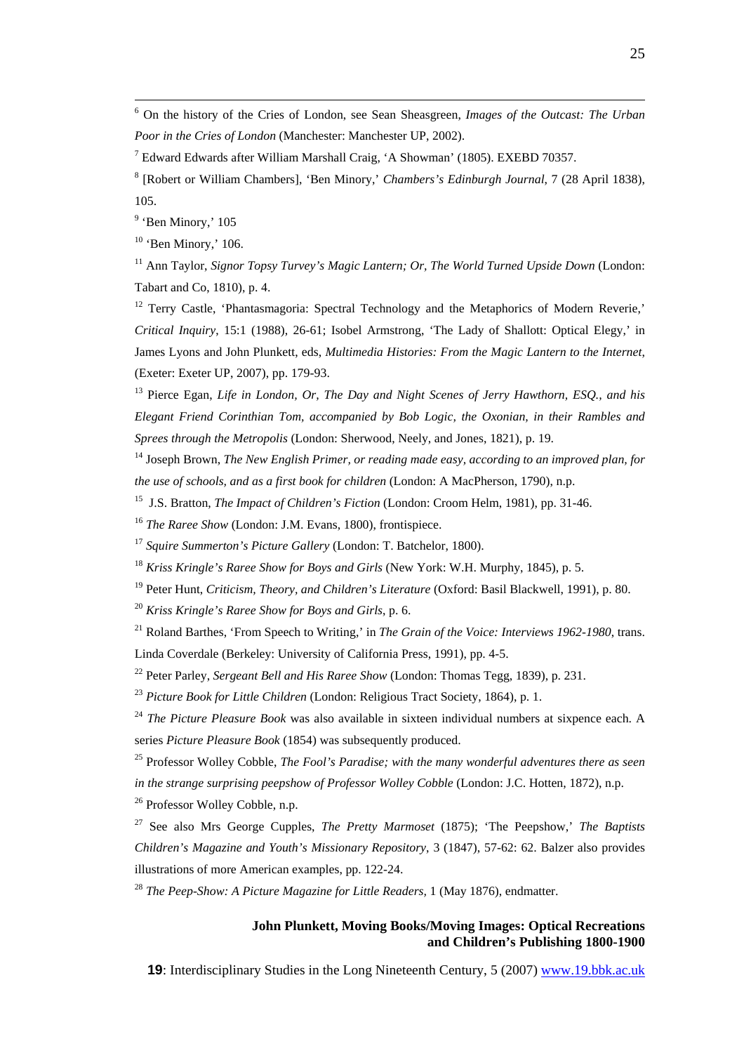[6] On the history of the Cries of London, see Sean Sheasgreen, *Images of the Outcast: The Urban Poor in the Cries of London* (Manchester: Manchester UP, 2002).

[7] Edward Edwards after William Marshall Craig, 'A Showman' (1805). EXEBD 70357.

[8] [Robert or William Chambers], 'Ben Minory,' *Chambers's Edinburgh Journal*, 7 (28 April 1838), 105.

[9] 'Ben Minory,' 105

[10] 'Ben Minory,' 106.

[11] Ann Taylor, *Signor Topsy Turvey's Magic Lantern; Or, The World Turned Upside Down* (London: Tabart and Co, 1810), p. 4.

[12] Terry Castle, 'Phantasmagoria: Spectral Technology and the Metaphorics of Modern Reverie,' *Critical Inquiry*, 15:1 (1988), 26-61; Isobel Armstrong, 'The Lady of Shallott: Optical Elegy,' in James Lyons and John Plunkett, eds, *Multimedia Histories: From the Magic Lantern to the Internet*, (Exeter: Exeter UP, 2007), pp. 179-93.

[13] Pierce Egan, *Life in London, Or, The Day and Night Scenes of Jerry Hawthorn, ESQ., and his Elegant Friend Corinthian Tom, accompanied by Bob Logic, the Oxonian, in their Rambles and Sprees through the Metropolis* (London: Sherwood, Neely, and Jones, 1821), p. 19.

[14] Joseph Brown, *The New English Primer, or reading made easy, according to an improved plan, for the use of schools, and as a first book for children* (London: A MacPherson, 1790), n.p.

[15] J.S. Bratton, *The Impact of Children's Fiction* (London: Croom Helm, 1981), pp. 31-46.

[16] *The Raree Show* (London: J.M. Evans, 1800), frontispiece.

[17] *Squire Summerton's Picture Gallery* (London: T. Batchelor, 1800).

[18] *Kriss Kringle's Raree Show for Boys and Girls* (New York: W.H. Murphy, 1845), p. 5.

[19] Peter Hunt, *Criticism, Theory, and Children's Literature* (Oxford: Basil Blackwell, 1991), p. 80.

[20] *Kriss Kringle's Raree Show for Boys and Girls*, p. 6.

[21] Roland Barthes, 'From Speech to Writing,' in *The Grain of the Voice: Interviews 1962-1980*, trans. Linda Coverdale (Berkeley: University of California Press, 1991), pp. 4-5.

[22] Peter Parley, *Sergeant Bell and His Raree Show* (London: Thomas Tegg, 1839), p. 231.

[23] *Picture Book for Little Children* (London: Religious Tract Society, 1864), p. 1.

[24] *The Picture Pleasure Book* was also available in sixteen individual numbers at sixpence each. A series *Picture Pleasure Book* (1854) was subsequently produced.

[25] Professor Wolley Cobble, *The Fool's Paradise; with the many wonderful adventures there as seen in the strange surprising peepshow of Professor Wolley Cobble* (London: J.C. Hotten, 1872), n.p.

[26] Professor Wolley Cobble, n.p.

[27] See also Mrs George Cupples, *The Pretty Marmoset* (1875); 'The Peepshow,' *The Baptists Children's Magazine and Youth's Missionary Repository*, 3 (1847), 57-62: 62. Balzer also provides illustrations of more American examples, pp. 122-24.

[28] *The Peep-Show: A Picture Magazine for Little Readers*, 1 (May 1876), endmatter.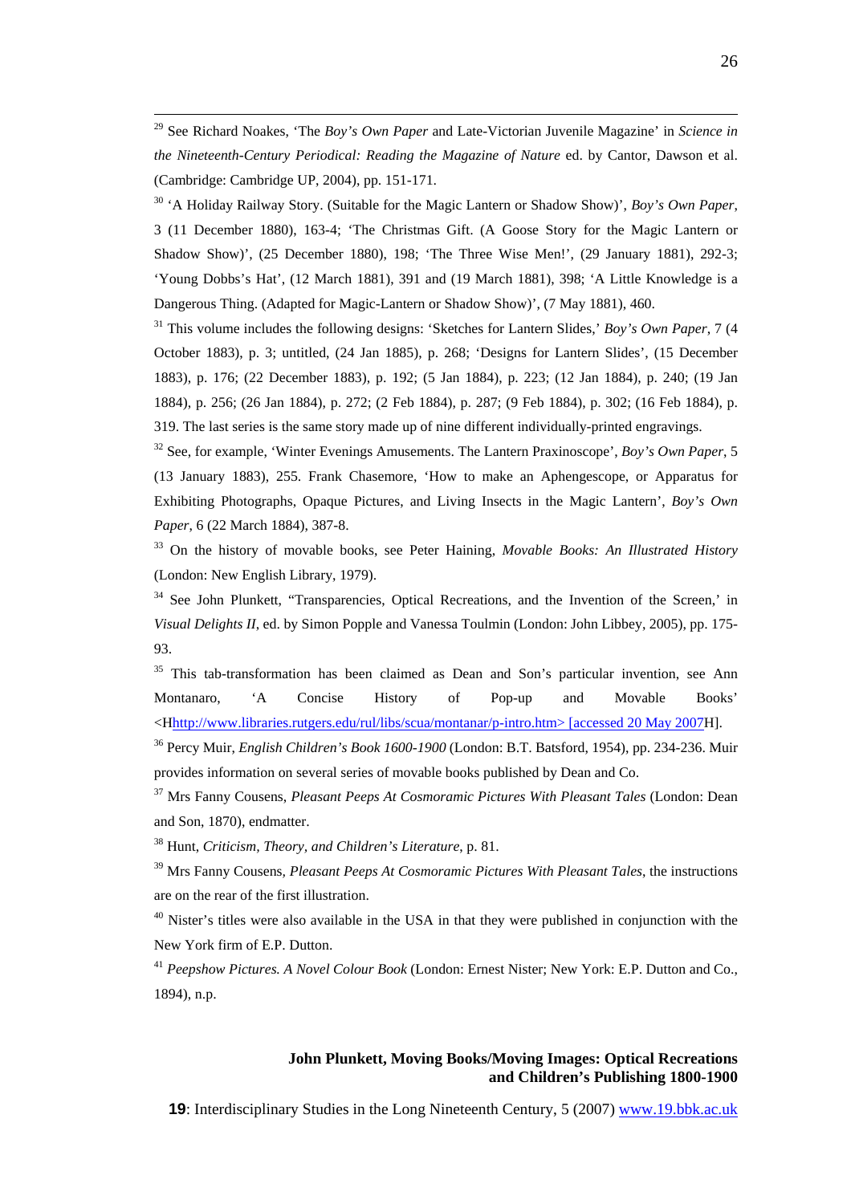[29] See Richard Noakes, 'The *Boy's Own Paper* and Late-Victorian Juvenile Magazine' in *Science in the Nineteenth-Century Periodical: Reading the Magazine of Nature* ed. by Cantor, Dawson et al. (Cambridge: Cambridge UP, 2004), pp. 151-171.

[30] 'A Holiday Railway Story. (Suitable for the Magic Lantern or Shadow Show)', *Boy's Own Paper*, 3 (11 December 1880), 163-4; 'The Christmas Gift. (A Goose Story for the Magic Lantern or Shadow Show)', (25 December 1880), 198; 'The Three Wise Men!', (29 January 1881), 292-3; 'Young Dobbs's Hat', (12 March 1881), 391 and (19 March 1881), 398; 'A Little Knowledge is a Dangerous Thing. (Adapted for Magic-Lantern or Shadow Show)', (7 May 1881), 460.

[31] This volume includes the following designs: 'Sketches for Lantern Slides,' *Boy's Own Paper*, 7 (4 October 1883), p. 3; untitled, (24 Jan 1885), p. 268; 'Designs for Lantern Slides', (15 December 1883), p. 176; (22 December 1883), p. 192; (5 Jan 1884), p. 223; (12 Jan 1884), p. 240; (19 Jan 1884), p. 256; (26 Jan 1884), p. 272; (2 Feb 1884), p. 287; (9 Feb 1884), p. 302; (16 Feb 1884), p. 319. The last series is the same story made up of nine different individually-printed engravings.

[32] See, for example, 'Winter Evenings Amusements. The Lantern Praxinoscope', *Boy's Own Paper*, 5 (13 January 1883), 255. Frank Chasemore, 'How to make an Aphengescope, or Apparatus for Exhibiting Photographs, Opaque Pictures, and Living Insects in the Magic Lantern', *Boy's Own Paper*, 6 (22 March 1884), 387-8.

[33] On the history of movable books, see Peter Haining, *Movable Books: An Illustrated History* (London: New English Library, 1979).

[34] See John Plunkett, "Transparencies, Optical Recreations, and the Invention of the Screen,' in *Visual Delights II*, ed. by Simon Popple and Vanessa Toulmin (London: John Libbey, 2005), pp. 175-93.

[35] This tab-transformation has been claimed as Dean and Son's particular invention, see Ann Montanaro, 'A Concise History of Pop-up and Movable Books' <Hhttp://www.libraries.rutgers.edu/rul/libs/scua/montanar/p-intro.htm> [accessed 20 May 2007H].

[36] Percy Muir, *English Children's Book 1600-1900* (London: B.T. Batsford, 1954), pp. 234-236. Muir provides information on several series of movable books published by Dean and Co.

[37] Mrs Fanny Cousens, *Pleasant Peeps At Cosmoramic Pictures With Pleasant Tales* (London: Dean and Son, 1870), endmatter.

[38] Hunt, *Criticism, Theory, and Children's Literature*, p. 81.

[39] Mrs Fanny Cousens, *Pleasant Peeps At Cosmoramic Pictures With Pleasant Tales*, the instructions are on the rear of the first illustration.

[40] Nister's titles were also available in the USA in that they were published in conjunction with the New York firm of E.P. Dutton.

[41] *Peepshow Pictures. A Novel Colour Book* (London: Ernest Nister; New York: E.P. Dutton and Co., 1894), n.p.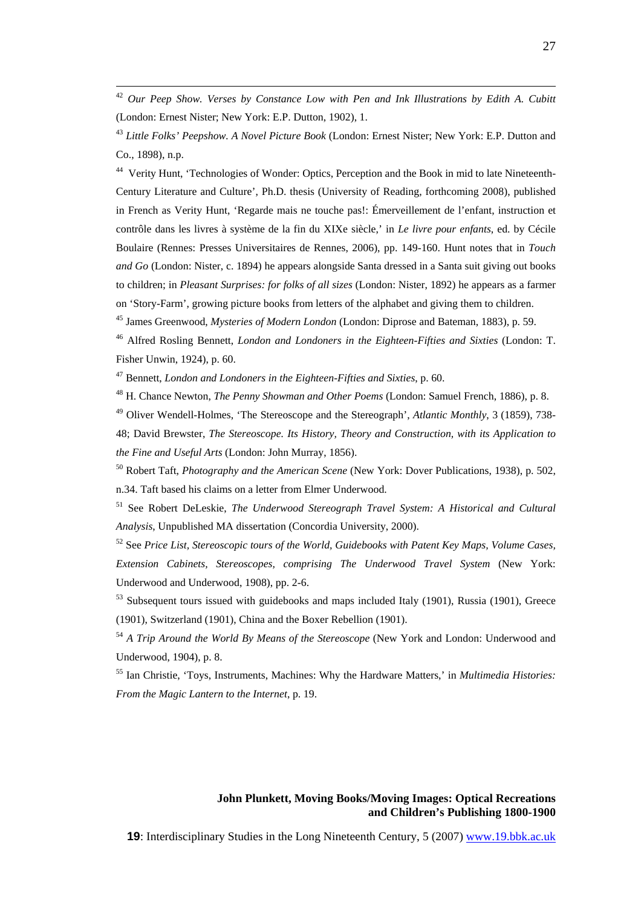[42] *Our Peep Show. Verses by Constance Low with Pen and Ink Illustrations by Edith A. Cubitt* (London: Ernest Nister; New York: E.P. Dutton, 1902), 1.

[43] *Little Folks' Peepshow. A Novel Picture Book* (London: Ernest Nister; New York: E.P. Dutton and Co., 1898), n.p.

[44] Verity Hunt, 'Technologies of Wonder: Optics, Perception and the Book in mid to late Nineteenth-Century Literature and Culture', Ph.D. thesis (University of Reading, forthcoming 2008), published in French as Verity Hunt, 'Regarde mais ne touche pas!: Émerveillement de l'enfant, instruction et contrôle dans les livres à système de la fin du XIXe siècle,' in *Le livre pour enfants*, ed. by Cécile Boulaire (Rennes: Presses Universitaires de Rennes, 2006), pp. 149-160. Hunt notes that in *Touch and Go* (London: Nister, c. 1894) he appears alongside Santa dressed in a Santa suit giving out books to children; in *Pleasant Surprises: for folks of all sizes* (London: Nister, 1892) he appears as a farmer on 'Story-Farm', growing picture books from letters of the alphabet and giving them to children.

[45] James Greenwood, *Mysteries of Modern London* (London: Diprose and Bateman, 1883), p. 59.

[46] Alfred Rosling Bennett, *London and Londoners in the Eighteen-Fifties and Sixties* (London: T. Fisher Unwin, 1924), p. 60.

[47] Bennett, *London and Londoners in the Eighteen-Fifties and Sixties*, p. 60.

[48] H. Chance Newton, *The Penny Showman and Other Poems* (London: Samuel French, 1886), p. 8.

[49] Oliver Wendell-Holmes, 'The Stereoscope and the Stereograph', *Atlantic Monthly*, 3 (1859), 738-48; David Brewster, *The Stereoscope. Its History, Theory and Construction, with its Application to the Fine and Useful Arts* (London: John Murray, 1856).

[50] Robert Taft, *Photography and the American Scene* (New York: Dover Publications, 1938), p. 502, n.34. Taft based his claims on a letter from Elmer Underwood.

[51] See Robert DeLeskie, *The Underwood Stereograph Travel System: A Historical and Cultural Analysis*, Unpublished MA dissertation (Concordia University, 2000).

[52] See *Price List, Stereoscopic tours of the World, Guidebooks with Patent Key Maps, Volume Cases, Extension Cabinets, Stereoscopes, comprising The Underwood Travel System* (New York: Underwood and Underwood, 1908), pp. 2-6.

[53] Subsequent tours issued with guidebooks and maps included Italy (1901), Russia (1901), Greece (1901), Switzerland (1901), China and the Boxer Rebellion (1901).

[54] *A Trip Around the World By Means of the Stereoscope* (New York and London: Underwood and Underwood, 1904), p. 8.

[55] Ian Christie, 'Toys, Instruments, Machines: Why the Hardware Matters,' in *Multimedia Histories: From the Magic Lantern to the Internet*, p. 19.